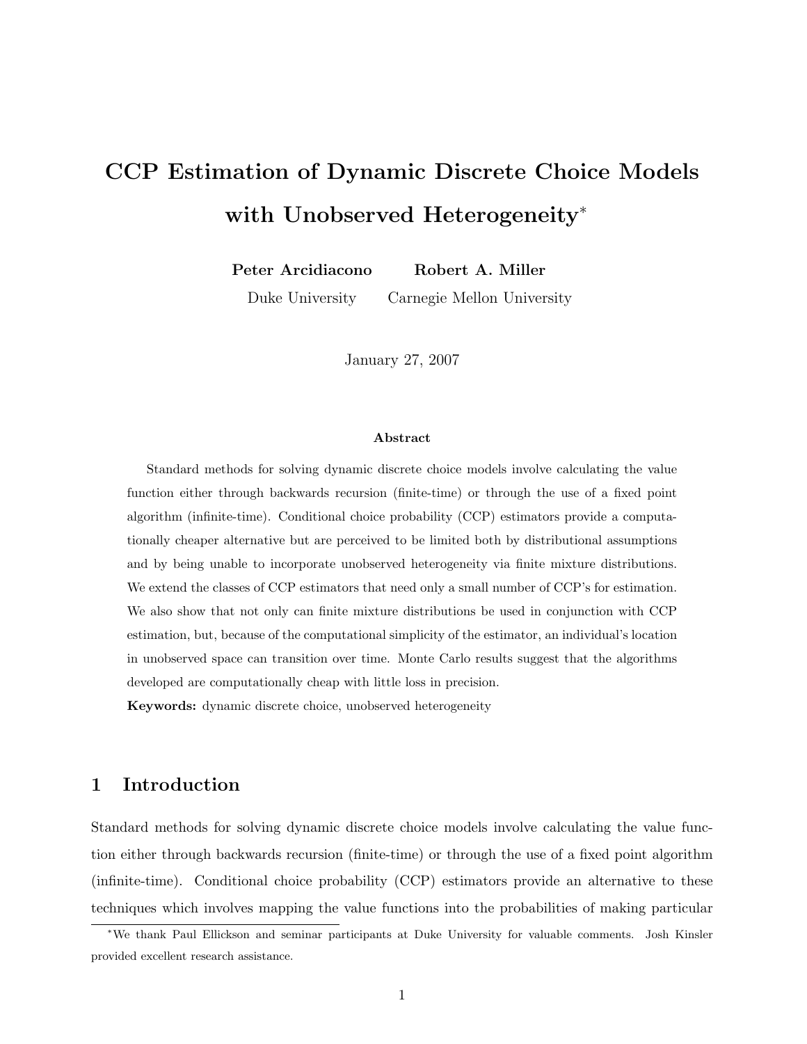# CCP Estimation of Dynamic Discrete Choice Models with Unobserved Heterogeneity[*]

**Peter Arcidiacono** — Duke University

**Robert A. Miller** — Carnegie Mellon University

January 27, 2007

### Abstract

Standard methods for solving dynamic discrete choice models involve calculating the value function either through backwards recursion (finite-time) or through the use of a fixed point algorithm (infinite-time). Conditional choice probability (CCP) estimators provide a computationally cheaper alternative but are perceived to be limited both by distributional assumptions and by being unable to incorporate unobserved heterogeneity via finite mixture distributions. We extend the classes of CCP estimators that need only a small number of CCP's for estimation. We also show that not only can finite mixture distributions be used in conjunction with CCP estimation, but, because of the computational simplicity of the estimator, an individual's location in unobserved space can transition over time. Monte Carlo results suggest that the algorithms developed are computationally cheap with little loss in precision.

**Keywords:** dynamic discrete choice, unobserved heterogeneity

## 1 Introduction

Standard methods for solving dynamic discrete choice models involve calculating the value function either through backwards recursion (finite-time) or through the use of a fixed point algorithm (infinite-time). Conditional choice probability (CCP) estimators provide an alternative to these techniques which involves mapping the value functions into the probabilities of making particular

[*] We thank Paul Ellickson and seminar participants at Duke University for valuable comments. Josh Kinsler provided excellent research assistance.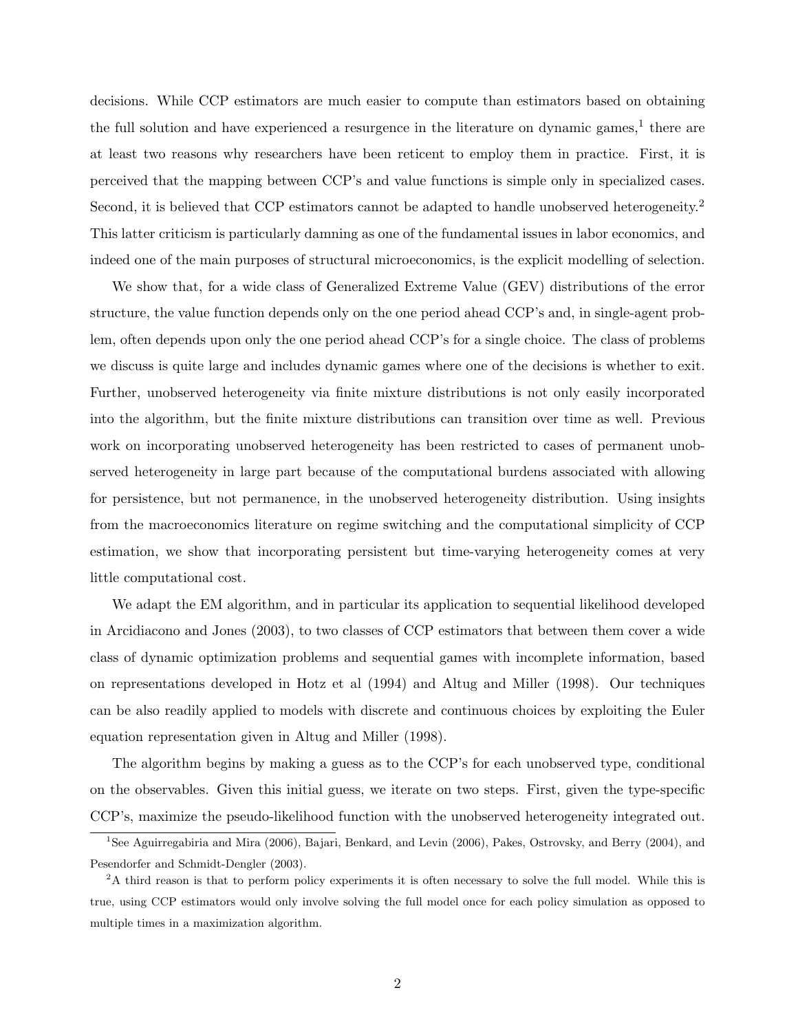decisions. While CCP estimators are much easier to compute than estimators based on obtaining the full solution and have experienced a resurgence in the literature on dynamic games,[1] there are at least two reasons why researchers have been reticent to employ them in practice. First, it is perceived that the mapping between CCP's and value functions is simple only in specialized cases. Second, it is believed that CCP estimators cannot be adapted to handle unobserved heterogeneity.[2] This latter criticism is particularly damning as one of the fundamental issues in labor economics, and indeed one of the main purposes of structural microeconomics, is the explicit modelling of selection.

We show that, for a wide class of Generalized Extreme Value (GEV) distributions of the error structure, the value function depends only on the one period ahead CCP's and, in single-agent problem, often depends upon only the one period ahead CCP's for a single choice. The class of problems we discuss is quite large and includes dynamic games where one of the decisions is whether to exit. Further, unobserved heterogeneity via finite mixture distributions is not only easily incorporated into the algorithm, but the finite mixture distributions can transition over time as well. Previous work on incorporating unobserved heterogeneity has been restricted to cases of permanent unobserved heterogeneity in large part because of the computational burdens associated with allowing for persistence, but not permanence, in the unobserved heterogeneity distribution. Using insights from the macroeconomics literature on regime switching and the computational simplicity of CCP estimation, we show that incorporating persistent but time-varying heterogeneity comes at very little computational cost.

We adapt the EM algorithm, and in particular its application to sequential likelihood developed in Arcidiacono and Jones (2003), to two classes of CCP estimators that between them cover a wide class of dynamic optimization problems and sequential games with incomplete information, based on representations developed in Hotz et al (1994) and Altug and Miller (1998). Our techniques can be also readily applied to models with discrete and continuous choices by exploiting the Euler equation representation given in Altug and Miller (1998).

The algorithm begins by making a guess as to the CCP's for each unobserved type, conditional on the observables. Given this initial guess, we iterate on two steps. First, given the type-specific CCP's, maximize the pseudo-likelihood function with the unobserved heterogeneity integrated out.

[1] See Aguirregabiria and Mira (2006), Bajari, Benkard, and Levin (2006), Pakes, Ostrovsky, and Berry (2004), and Pesendorfer and Schmidt-Dengler (2003).

[2] A third reason is that to perform policy experiments it is often necessary to solve the full model. While this is true, using CCP estimators would only involve solving the full model once for each policy simulation as opposed to multiple times in a maximization algorithm.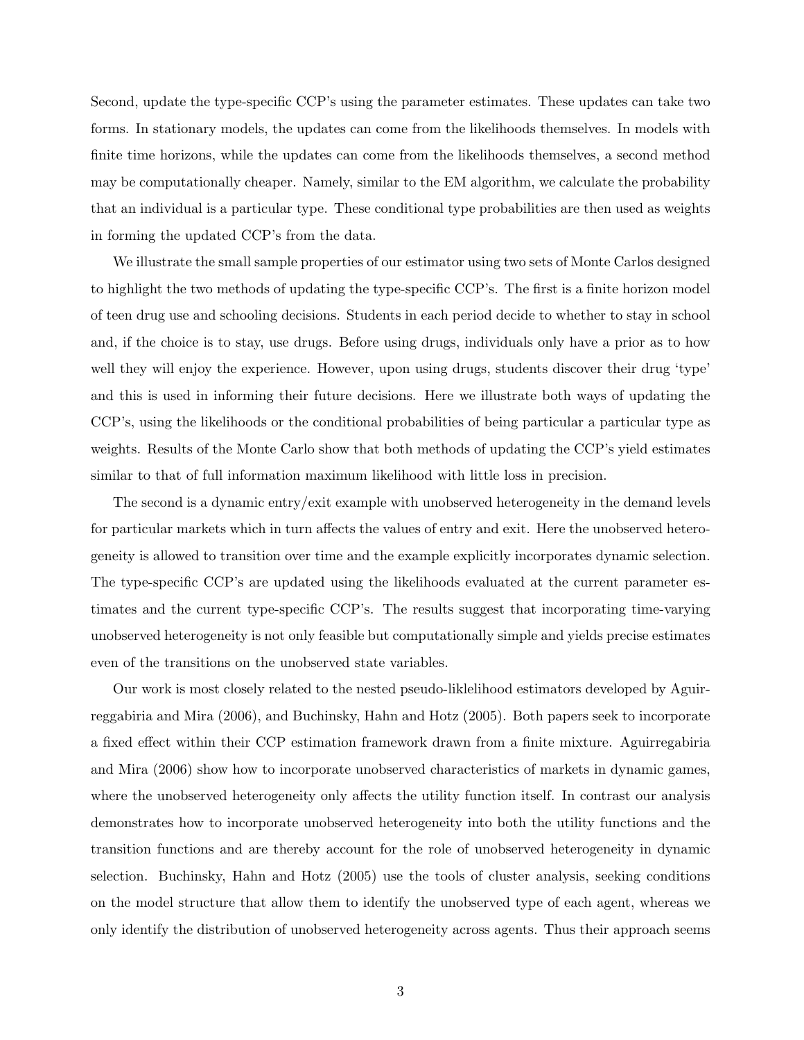Second, update the type-specific CCP's using the parameter estimates. These updates can take two forms. In stationary models, the updates can come from the likelihoods themselves. In models with finite time horizons, while the updates can come from the likelihoods themselves, a second method may be computationally cheaper. Namely, similar to the EM algorithm, we calculate the probability that an individual is a particular type. These conditional type probabilities are then used as weights in forming the updated CCP's from the data.

We illustrate the small sample properties of our estimator using two sets of Monte Carlos designed to highlight the two methods of updating the type-specific CCP's. The first is a finite horizon model of teen drug use and schooling decisions. Students in each period decide to whether to stay in school and, if the choice is to stay, use drugs. Before using drugs, individuals only have a prior as to how well they will enjoy the experience. However, upon using drugs, students discover their drug 'type' and this is used in informing their future decisions. Here we illustrate both ways of updating the CCP's, using the likelihoods or the conditional probabilities of being particular a particular type as weights. Results of the Monte Carlo show that both methods of updating the CCP's yield estimates similar to that of full information maximum likelihood with little loss in precision.

The second is a dynamic entry/exit example with unobserved heterogeneity in the demand levels for particular markets which in turn affects the values of entry and exit. Here the unobserved heterogeneity is allowed to transition over time and the example explicitly incorporates dynamic selection. The type-specific CCP's are updated using the likelihoods evaluated at the current parameter estimates and the current type-specific CCP's. The results suggest that incorporating time-varying unobserved heterogeneity is not only feasible but computationally simple and yields precise estimates even of the transitions on the unobserved state variables.

Our work is most closely related to the nested pseudo-liklelihood estimators developed by Aguirreggabiria and Mira (2006), and Buchinsky, Hahn and Hotz (2005). Both papers seek to incorporate a fixed effect within their CCP estimation framework drawn from a finite mixture. Aguirregabiria and Mira (2006) show how to incorporate unobserved characteristics of markets in dynamic games, where the unobserved heterogeneity only affects the utility function itself. In contrast our analysis demonstrates how to incorporate unobserved heterogeneity into both the utility functions and the transition functions and are thereby account for the role of unobserved heterogeneity in dynamic selection. Buchinsky, Hahn and Hotz (2005) use the tools of cluster analysis, seeking conditions on the model structure that allow them to identify the unobserved type of each agent, whereas we only identify the distribution of unobserved heterogeneity across agents. Thus their approach seems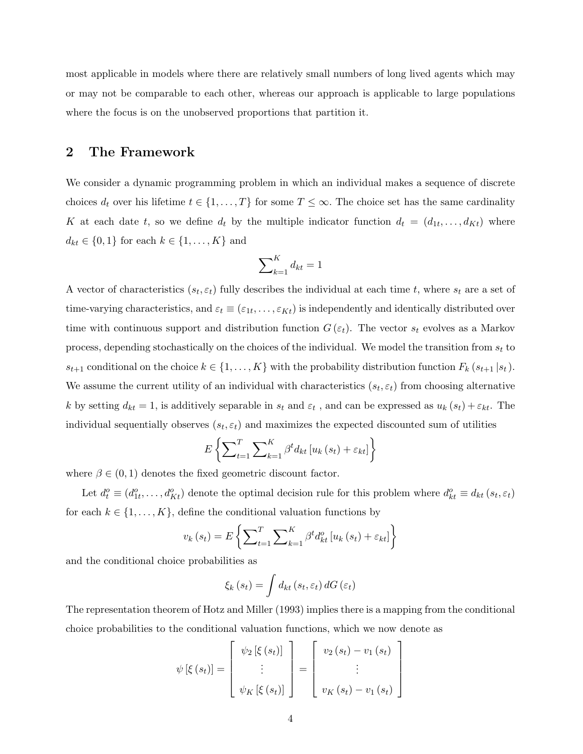most applicable in models where there are relatively small numbers of long lived agents which may or may not be comparable to each other, whereas our approach is applicable to large populations where the focus is on the unobserved proportions that partition it.

## 2 The Framework

We consider a dynamic programming problem in which an individual makes a sequence of discrete choices $d_t$ over his lifetime $t \in \{1, \dots, T\}$ for some $T \leq \infty$. The choice set has the same cardinality $K$ at each date $t$, so we define $d_t$ by the multiple indicator function $d_t = (d_{1t}, \dots, d_{Kt})$ where $d_{kt} \in \{0, 1\}$ for each $k \in \{1, \dots, K\}$ and

$$\sum\nolimits_{k=1}^{K} d_{kt} = 1$$

A vector of characteristics $(s_t, \varepsilon_t)$ fully describes the individual at each time $t$, where $s_t$ are a set of time-varying characteristics, and $\varepsilon_t \equiv (\varepsilon_{1t}, \dots, \varepsilon_{Kt})$ is independently and identically distributed over time with continuous support and distribution function $G(\varepsilon_t)$. The vector $s_t$ evolves as a Markov process, depending stochastically on the choices of the individual. We model the transition from $s_t$ to $s_{t+1}$ conditional on the choice $k \in \{1, \dots, K\}$ with the probability distribution function $F_k(s_{t+1} | s_t)$. We assume the current utility of an individual with characteristics $(s_t, \varepsilon_t)$ from choosing alternative $k$ by setting $d_{kt} = 1$, is additively separable in $s_t$ and $\varepsilon_t$ , and can be expressed as $u_k(s_t) + \varepsilon_{kt}$. The individual sequentially observes $(s_t, \varepsilon_t)$ and maximizes the expected discounted sum of utilities

$$E\left\{\sum\nolimits_{t=1}^{T} \sum\nolimits_{k=1}^{K} \beta^t d_{kt} \left[u_k(s_t) + \varepsilon_{kt}\right]\right\}$$

where $\beta \in (0, 1)$ denotes the fixed geometric discount factor.

Let $d_t^o \equiv (d_{1t}^o, \dots, d_{Kt}^o)$ denote the optimal decision rule for this problem where $d_{kt}^o \equiv d_{kt}(s_t, \varepsilon_t)$ for each $k \in \{1, \dots, K\}$, define the conditional valuation functions by

$$v_k(s_t) = E\left\{\sum\nolimits_{t=1}^{T} \sum\nolimits_{k=1}^{K} \beta^t d_{kt}^o \left[u_k(s_t) + \varepsilon_{kt}\right]\right\}$$

and the conditional choice probabilities as

$$\xi_k(s_t) = \int d_{kt}(s_t, \varepsilon_t) \, dG(\varepsilon_t)$$

The representation theorem of Hotz and Miller (1993) implies there is a mapping from the conditional choice probabilities to the conditional valuation functions, which we now denote as

$$\psi\left[\xi(s_t)\right] = \begin{bmatrix} \psi_2\left[\xi(s_t)\right] \\ \vdots \\ \psi_K\left[\xi(s_t)\right] \end{bmatrix} = \begin{bmatrix} v_2(s_t) - v_1(s_t) \\ \vdots \\ v_K(s_t) - v_1(s_t) \end{bmatrix}$$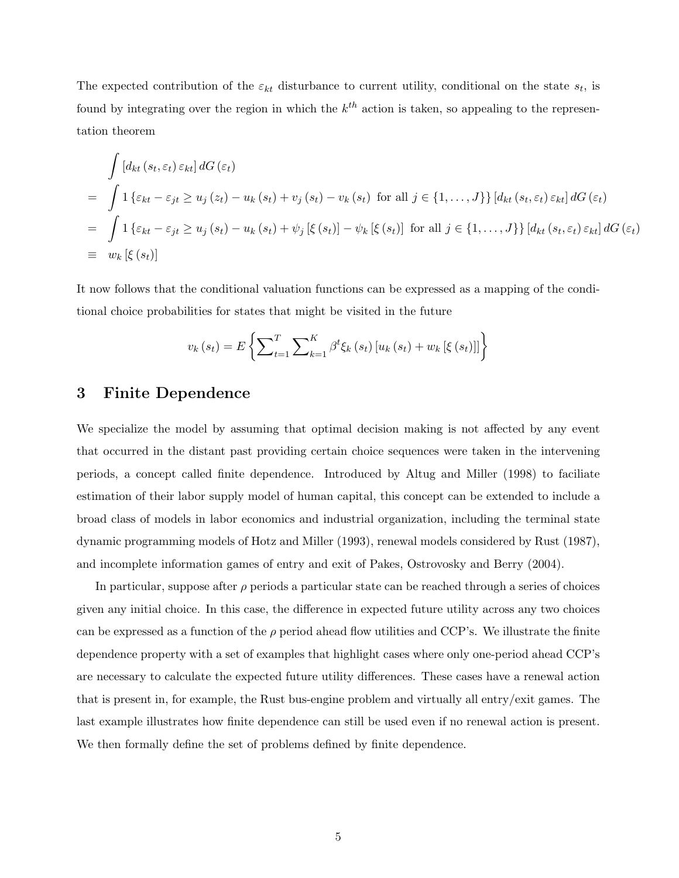The expected contribution of the $\varepsilon_{kt}$ disturbance to current utility, conditional on the state $s_t$, is found by integrating over the region in which the $k^{th}$ action is taken, so appealing to the representation theorem

$$
\begin{aligned}
& \int \left[ d_{kt} \left( s_t, \varepsilon_t \right) \varepsilon_{kt} \right] dG\left( \varepsilon_t \right) \\
= & \int 1\left\{ \varepsilon_{kt} - \varepsilon_{jt} \geq u_j\left( z_t \right) - u_k\left( s_t \right) + v_j\left( s_t \right) - v_k\left( s_t \right) \text{ for all } j \in \{1, \ldots, J\} \right\} \left[ d_{kt}\left( s_t, \varepsilon_t \right) \varepsilon_{kt} \right] dG\left( \varepsilon_t \right) \\
= & \int 1\left\{ \varepsilon_{kt} - \varepsilon_{jt} \geq u_j\left( s_t \right) - u_k\left( s_t \right) + \psi_j\left[ \xi\left( s_t \right) \right] - \psi_k\left[ \xi\left( s_t \right) \right] \text{ for all } j \in \{1, \ldots, J\} \right\} \left[ d_{kt}\left( s_t, \varepsilon_t \right) \varepsilon_{kt} \right] dG\left( \varepsilon_t \right) \\
\equiv & \; w_k\left[ \xi\left( s_t \right) \right]
\end{aligned}
$$

It now follows that the conditional valuation functions can be expressed as a mapping of the conditional choice probabilities for states that might be visited in the future

$$
v_k\left( s_t \right) = E\left\{ \sum\nolimits_{t=1}^{T} \sum\nolimits_{k=1}^{K} \beta^t \xi_k\left( s_t \right) \left[ u_k\left( s_t \right) + w_k\left[ \xi\left( s_t \right) \right] \right] \right\}
$$

## 3 Finite Dependence

We specialize the model by assuming that optimal decision making is not affected by any event that occurred in the distant past providing certain choice sequences were taken in the intervening periods, a concept called finite dependence. Introduced by Altug and Miller (1998) to faciliate estimation of their labor supply model of human capital, this concept can be extended to include a broad class of models in labor economics and industrial organization, including the terminal state dynamic programming models of Hotz and Miller (1993), renewal models considered by Rust (1987), and incomplete information games of entry and exit of Pakes, Ostrovosky and Berry (2004).

In particular, suppose after $\rho$ periods a particular state can be reached through a series of choices given any initial choice. In this case, the difference in expected future utility across any two choices can be expressed as a function of the $\rho$ period ahead flow utilities and CCP's. We illustrate the finite dependence property with a set of examples that highlight cases where only one-period ahead CCP's are necessary to calculate the expected future utility differences. These cases have a renewal action that is present in, for example, the Rust bus-engine problem and virtually all entry/exit games. The last example illustrates how finite dependence can still be used even if no renewal action is present. We then formally define the set of problems defined by finite dependence.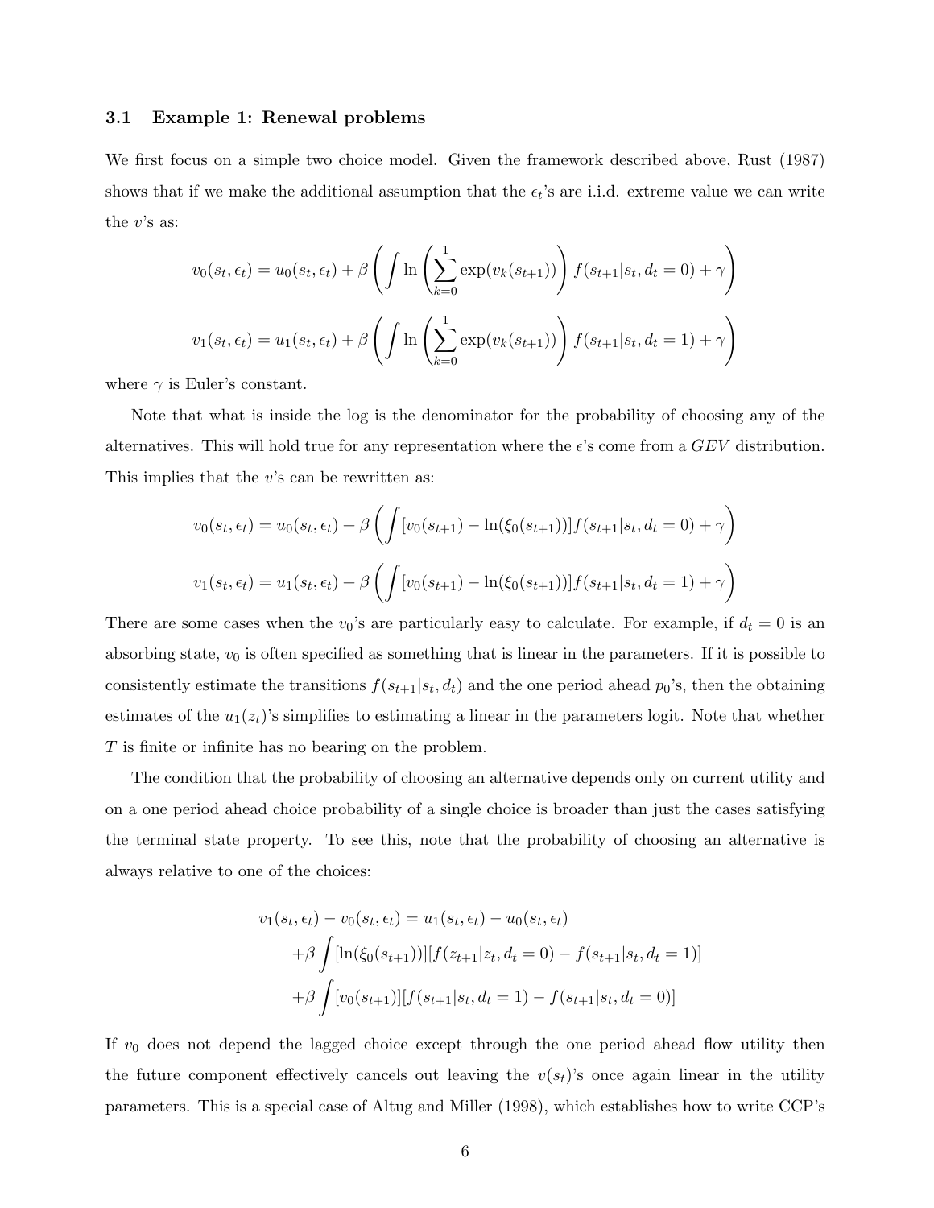### 3.1 Example 1: Renewal problems

We first focus on a simple two choice model. Given the framework described above, Rust (1987) shows that if we make the additional assumption that the $\epsilon_t$'s are i.i.d. extreme value we can write the $v$'s as:

$$v_0(s_t, \epsilon_t) = u_0(s_t, \epsilon_t) + \beta \left( \int \ln \left( \sum_{k=0}^{1} \exp(v_k(s_{t+1})) \right) f(s_{t+1}|s_t, d_t = 0) + \gamma \right)$$

$$v_1(s_t, \epsilon_t) = u_1(s_t, \epsilon_t) + \beta \left( \int \ln \left( \sum_{k=0}^{1} \exp(v_k(s_{t+1})) \right) f(s_{t+1}|s_t, d_t = 1) + \gamma \right)$$

where $\gamma$ is Euler's constant.

Note that what is inside the log is the denominator for the probability of choosing any of the alternatives. This will hold true for any representation where the $\epsilon$'s come from a $GEV$ distribution. This implies that the $v$'s can be rewritten as:

$$v_0(s_t, \epsilon_t) = u_0(s_t, \epsilon_t) + \beta \left( \int [v_0(s_{t+1}) - \ln(\xi_0(s_{t+1}))] f(s_{t+1}|s_t, d_t = 0) + \gamma \right)$$

$$v_1(s_t, \epsilon_t) = u_1(s_t, \epsilon_t) + \beta \left( \int [v_0(s_{t+1}) - \ln(\xi_0(s_{t+1}))] f(s_{t+1}|s_t, d_t = 1) + \gamma \right)$$

There are some cases when the $v_0$'s are particularly easy to calculate. For example, if $d_t = 0$ is an absorbing state, $v_0$ is often specified as something that is linear in the parameters. If it is possible to consistently estimate the transitions $f(s_{t+1}|s_t, d_t)$ and the one period ahead $p_0$'s, then the obtaining estimates of the $u_1(z_t)$'s simplifies to estimating a linear in the parameters logit. Note that whether $T$ is finite or infinite has no bearing on the problem.

The condition that the probability of choosing an alternative depends only on current utility and on a one period ahead choice probability of a single choice is broader than just the cases satisfying the terminal state property. To see this, note that the probability of choosing an alternative is always relative to one of the choices:

$$\begin{aligned} v_1(s_t, \epsilon_t) - v_0(s_t, \epsilon_t) &= u_1(s_t, \epsilon_t) - u_0(s_t, \epsilon_t) \\ &+ \beta \int [\ln(\xi_0(s_{t+1}))][f(z_{t+1}|z_t, d_t = 0) - f(s_{t+1}|s_t, d_t = 1)] \\ &+ \beta \int [v_0(s_{t+1})][f(s_{t+1}|s_t, d_t = 1) - f(s_{t+1}|s_t, d_t = 0)] \end{aligned}$$

If $v_0$ does not depend the lagged choice except through the one period ahead flow utility then the future component effectively cancels out leaving the $v(s_t)$'s once again linear in the utility parameters. This is a special case of Altug and Miller (1998), which establishes how to write CCP's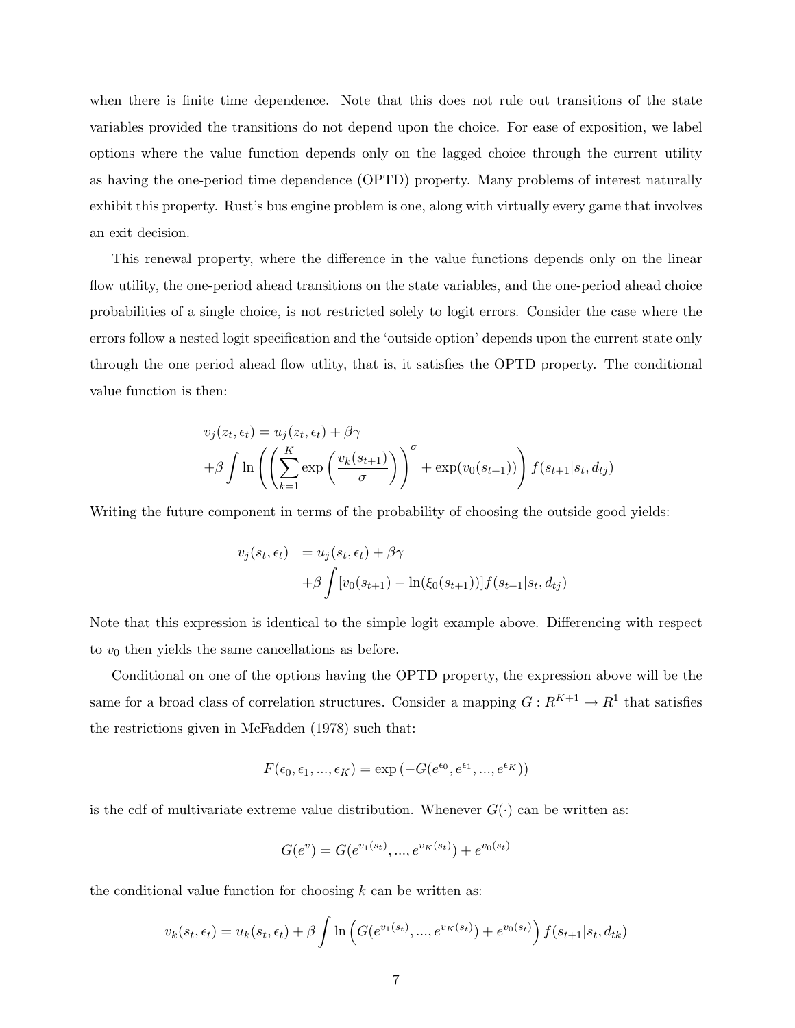when there is finite time dependence. Note that this does not rule out transitions of the state variables provided the transitions do not depend upon the choice. For ease of exposition, we label options where the value function depends only on the lagged choice through the current utility as having the one-period time dependence (OPTD) property. Many problems of interest naturally exhibit this property. Rust's bus engine problem is one, along with virtually every game that involves an exit decision.

This renewal property, where the difference in the value functions depends only on the linear flow utility, the one-period ahead transitions on the state variables, and the one-period ahead choice probabilities of a single choice, is not restricted solely to logit errors. Consider the case where the errors follow a nested logit specification and the 'outside option' depends upon the current state only through the one period ahead flow utlity, that is, it satisfies the OPTD property. The conditional value function is then:

$$
\begin{aligned}
v_j(z_t, \epsilon_t) &= u_j(z_t, \epsilon_t) + \beta\gamma \\
&+\beta \int \ln\left(\left(\sum_{k=1}^{K} \exp\left(\frac{v_k(s_{t+1})}{\sigma}\right)\right)^{\sigma} + \exp(v_0(s_{t+1}))\right) f(s_{t+1}|s_t, d_{tj})
\end{aligned}
$$

Writing the future component in terms of the probability of choosing the outside good yields:

$$
\begin{aligned}
v_j(s_t, \epsilon_t) &= u_j(s_t, \epsilon_t) + \beta\gamma \\
&\quad +\beta \int [v_0(s_{t+1}) - \ln(\xi_0(s_{t+1}))] f(s_{t+1}|s_t, d_{tj})
\end{aligned}
$$

Note that this expression is identical to the simple logit example above. Differencing with respect to $v_0$ then yields the same cancellations as before.

Conditional on one of the options having the OPTD property, the expression above will be the same for a broad class of correlation structures. Consider a mapping $G : R^{K+1} \rightarrow R^1$ that satisfies the restrictions given in McFadden (1978) such that:

$$
F(\epsilon_0, \epsilon_1, ..., \epsilon_K) = \exp\left(-G(e^{\epsilon_0}, e^{\epsilon_1}, ..., e^{\epsilon_K})\right)
$$

is the cdf of multivariate extreme value distribution. Whenever $G(\cdot)$ can be written as:

$$
G(e^v) = G(e^{v_1(s_t)}, ..., e^{v_K(s_t)}) + e^{v_0(s_t)}
$$

the conditional value function for choosing $k$ can be written as:

$$
v_k(s_t, \epsilon_t) = u_k(s_t, \epsilon_t) + \beta \int \ln\left(G(e^{v_1(s_t)}, ..., e^{v_K(s_t)}) + e^{v_0(s_t)}\right) f(s_{t+1}|s_t, d_{tk})
$$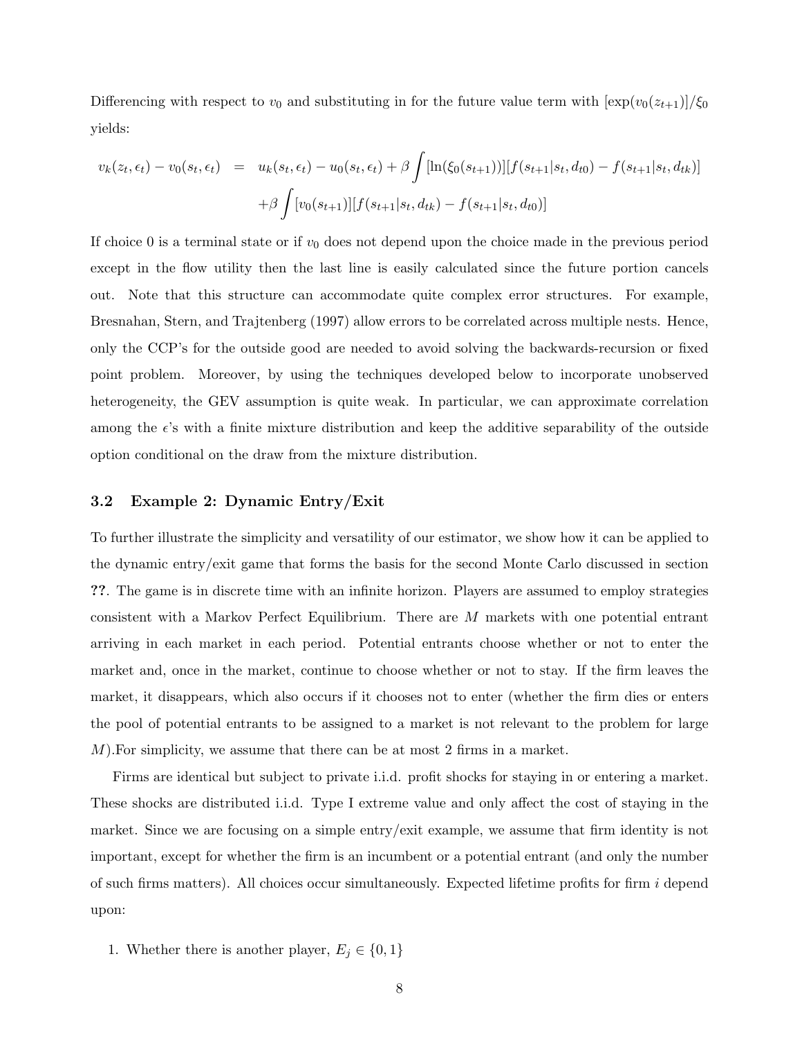Differencing with respect to $v_0$ and substituting in for the future value term with $[\exp(v_0(z_{t+1})]/\xi_0$ yields:

$$
\begin{aligned}
v_k(z_t, \epsilon_t) - v_0(s_t, \epsilon_t) \quad = \quad & u_k(s_t, \epsilon_t) - u_0(s_t, \epsilon_t) + \beta \int [\ln(\xi_0(s_{t+1}))][f(s_{t+1}|s_t, d_{t0}) - f(s_{t+1}|s_t, d_{tk})] \\
& + \beta \int [v_0(s_{t+1})][f(s_{t+1}|s_t, d_{tk}) - f(s_{t+1}|s_t, d_{t0})]
\end{aligned}
$$

If choice 0 is a terminal state or if $v_0$ does not depend upon the choice made in the previous period except in the flow utility then the last line is easily calculated since the future portion cancels out. Note that this structure can accommodate quite complex error structures. For example, Bresnahan, Stern, and Trajtenberg (1997) allow errors to be correlated across multiple nests. Hence, only the CCP's for the outside good are needed to avoid solving the backwards-recursion or fixed point problem. Moreover, by using the techniques developed below to incorporate unobserved heterogeneity, the GEV assumption is quite weak. In particular, we can approximate correlation among the $\epsilon$'s with a finite mixture distribution and keep the additive separability of the outside option conditional on the draw from the mixture distribution.

### 3.2 Example 2: Dynamic Entry/Exit

To further illustrate the simplicity and versatility of our estimator, we show how it can be applied to the dynamic entry/exit game that forms the basis for the second Monte Carlo discussed in section **??**. The game is in discrete time with an infinite horizon. Players are assumed to employ strategies consistent with a Markov Perfect Equilibrium. There are $M$ markets with one potential entrant arriving in each market in each period. Potential entrants choose whether or not to enter the market and, once in the market, continue to choose whether or not to stay. If the firm leaves the market, it disappears, which also occurs if it chooses not to enter (whether the firm dies or enters the pool of potential entrants to be assigned to a market is not relevant to the problem for large $M$).For simplicity, we assume that there can be at most 2 firms in a market.

Firms are identical but subject to private i.i.d. profit shocks for staying in or entering a market. These shocks are distributed i.i.d. Type I extreme value and only affect the cost of staying in the market. Since we are focusing on a simple entry/exit example, we assume that firm identity is not important, except for whether the firm is an incumbent or a potential entrant (and only the number of such firms matters). All choices occur simultaneously. Expected lifetime profits for firm $i$ depend upon:

1. Whether there is another player, $E_j \in \{0, 1\}$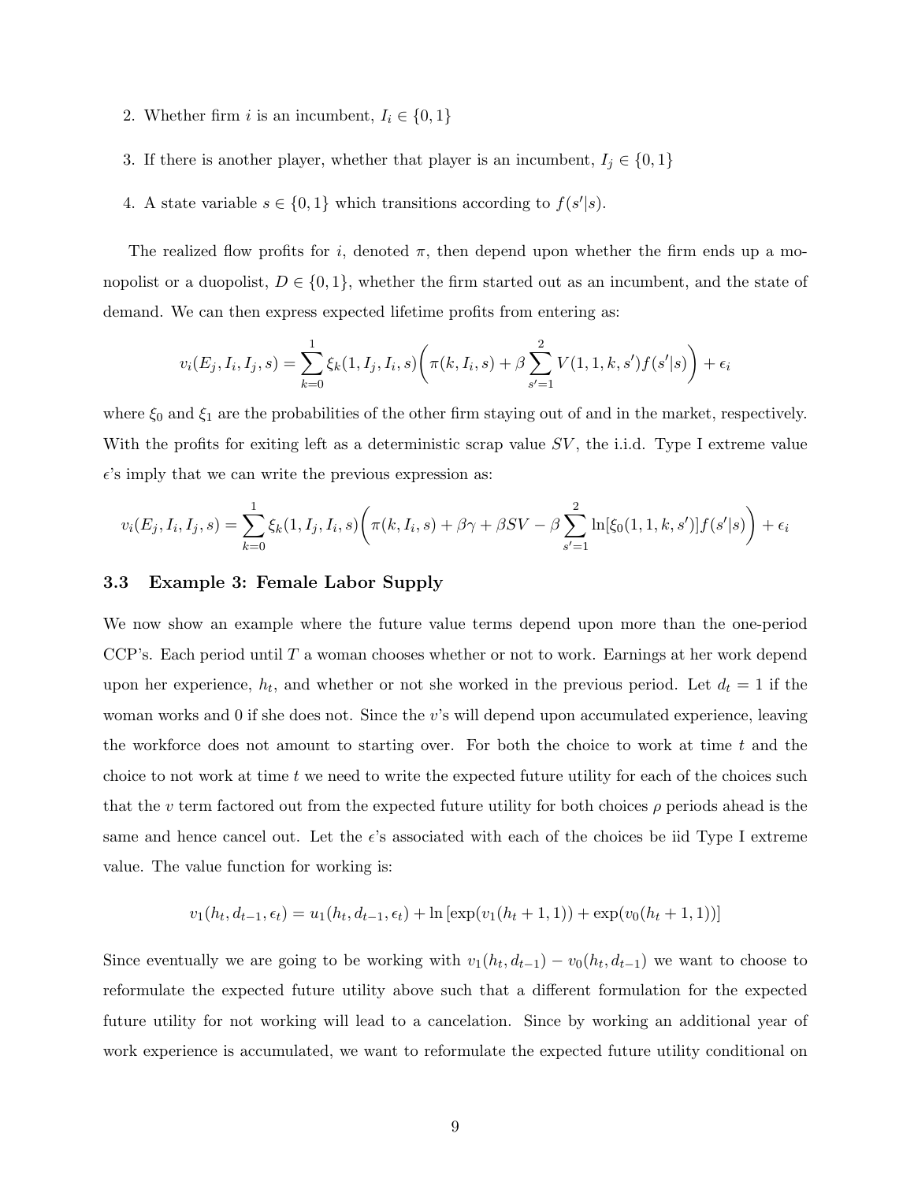2. Whether firm $i$ is an incumbent, $I_i \in \{0, 1\}$

3. If there is another player, whether that player is an incumbent, $I_j \in \{0, 1\}$

4. A state variable $s \in \{0, 1\}$ which transitions according to $f(s'|s)$.

The realized flow profits for $i$, denoted $\pi$, then depend upon whether the firm ends up a monopolist or a duopolist, $D \in \{0, 1\}$, whether the firm started out as an incumbent, and the state of demand. We can then express expected lifetime profits from entering as:

$$v_i(E_j, I_i, I_j, s) = \sum_{k=0}^{1} \xi_k(1, I_j, I_i, s)\bigg(\pi(k, I_i, s) + \beta \sum_{s'=1}^{2} V(1, 1, k, s')f(s'|s)\bigg) + \epsilon_i$$

where $\xi_0$ and $\xi_1$ are the probabilities of the other firm staying out of and in the market, respectively. With the profits for exiting left as a deterministic scrap value $SV$, the i.i.d. Type I extreme value $\epsilon$'s imply that we can write the previous expression as:

$$v_i(E_j, I_i, I_j, s) = \sum_{k=0}^{1} \xi_k(1, I_j, I_i, s)\bigg(\pi(k, I_i, s) + \beta\gamma + \beta SV - \beta \sum_{s'=1}^{2} \ln[\xi_0(1, 1, k, s')]f(s'|s)\bigg) + \epsilon_i$$

### 3.3 Example 3: Female Labor Supply

We now show an example where the future value terms depend upon more than the one-period CCP's. Each period until $T$ a woman chooses whether or not to work. Earnings at her work depend upon her experience, $h_t$, and whether or not she worked in the previous period. Let $d_t = 1$ if the woman works and 0 if she does not. Since the $v$'s will depend upon accumulated experience, leaving the workforce does not amount to starting over. For both the choice to work at time $t$ and the choice to not work at time $t$ we need to write the expected future utility for each of the choices such that the $v$ term factored out from the expected future utility for both choices $\rho$ periods ahead is the same and hence cancel out. Let the $\epsilon$'s associated with each of the choices be iid Type I extreme value. The value function for working is:

$$v_1(h_t, d_{t-1}, \epsilon_t) = u_1(h_t, d_{t-1}, \epsilon_t) + \ln\left[\exp(v_1(h_t + 1, 1)) + \exp(v_0(h_t + 1, 1))\right]$$

Since eventually we are going to be working with $v_1(h_t, d_{t-1}) - v_0(h_t, d_{t-1})$ we want to choose to reformulate the expected future utility above such that a different formulation for the expected future utility for not working will lead to a cancelation. Since by working an additional year of work experience is accumulated, we want to reformulate the expected future utility conditional on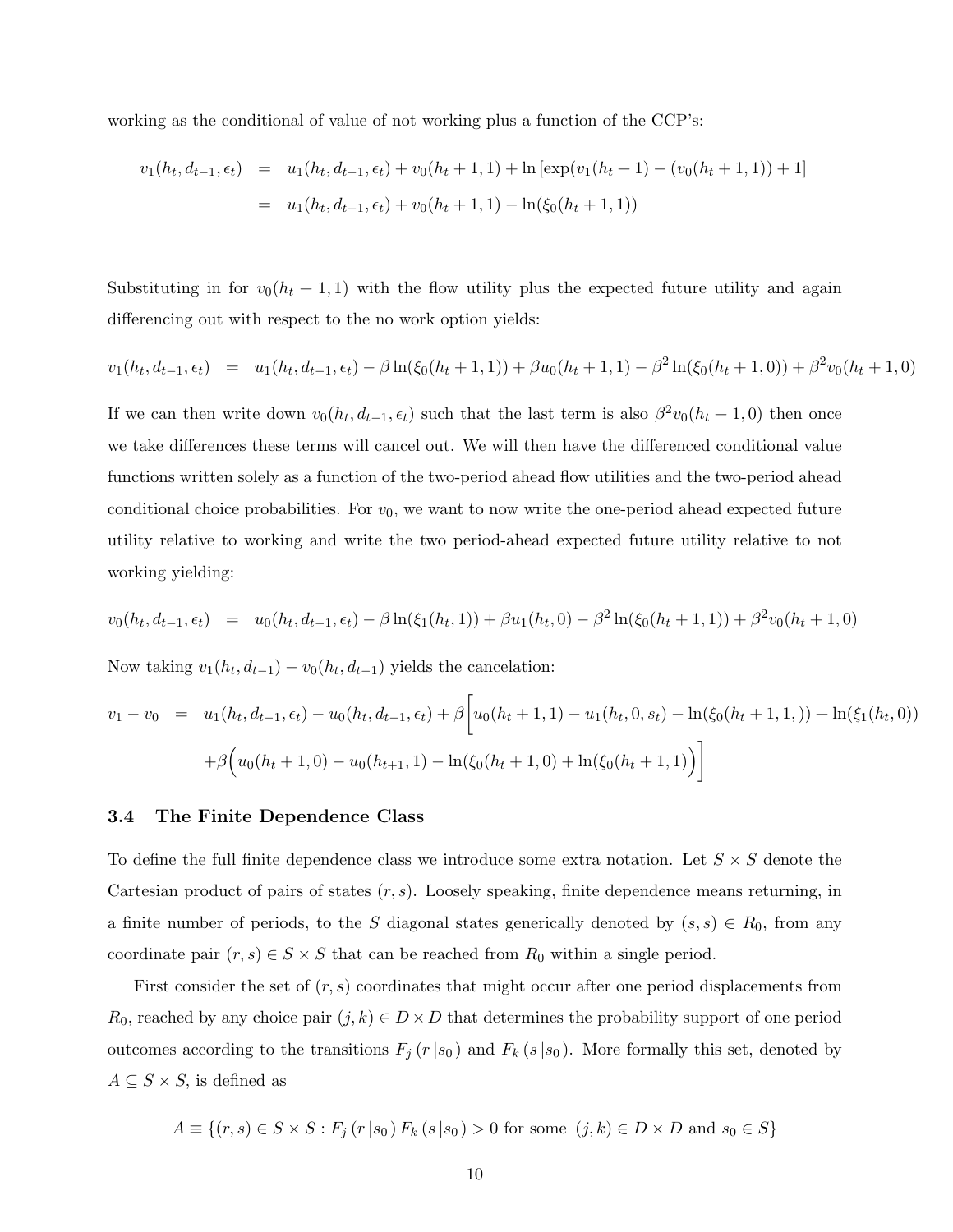working as the conditional of value of not working plus a function of the CCP's:

$$
\begin{aligned}
v_1(h_t, d_{t-1}, \epsilon_t) &= u_1(h_t, d_{t-1}, \epsilon_t) + v_0(h_t + 1, 1) + \ln\left[\exp(v_1(h_t + 1) - (v_0(h_t + 1, 1)) + 1\right] \\
&= u_1(h_t, d_{j-1}, \epsilon_t) + v_0(h_t + 1, 1) - \ln(\xi_0(h_t + 1, 1))
\end{aligned}
$$

Substituting in for $v_0(h_t + 1, 1)$ with the flow utility plus the expected future utility and again differencing out with respect to the no work option yields:

$$
v_1(h_t, d_{t-1}, \epsilon_t) = u_1(h_t, d_{t-1}, \epsilon_t) - \beta \ln(\xi_0(h_t + 1, 1)) + \beta u_0(h_t + 1, 1) - \beta^2 \ln(\xi_0(h_t + 1, 0)) + \beta^2 v_0(h_t + 1, 0)
$$

If we can then write down $v_0(h_t, d_{t-1}, \epsilon_t)$ such that the last term is also $\beta^2 v_0(h_t + 1, 0)$ then once we take differences these terms will cancel out. We will then have the differenced conditional value functions written solely as a function of the two-period ahead flow utilities and the two-period ahead conditional choice probabilities. For $v_0$, we want to now write the one-period ahead expected future utility relative to working and write the two period-ahead expected future utility relative to not working yielding:

$$
v_0(h_t, d_{t-1}, \epsilon_t) = u_0(h_t, d_{t-1}, \epsilon_t) - \beta \ln(\xi_1(h_t, 1)) + \beta u_1(h_t, 0) - \beta^2 \ln(\xi_0(h_t + 1, 1)) + \beta^2 v_0(h_t + 1, 0)
$$

Now taking $v_1(h_t, d_{t-1}) - v_0(h_t, d_{t-1})$ yields the cancelation:

$$
\begin{aligned}
v_1 - v_0 = \; & u_1(h_t, d_{t-1}, \epsilon_t) - u_0(h_t, d_{t-1}, \epsilon_t) + \beta \Big[ u_0(h_t + 1, 1) - u_1(h_t, 0, s_t) - \ln(\xi_0(h_t + 1, 1, )) + \ln(\xi_1(h_t, 0)) \\
& + \beta \Big( u_0(h_t + 1, 0) - u_0(h_{t+1}, 1) - \ln(\xi_0(h_t + 1, 0) + \ln(\xi_0(h_t + 1, 1) \Big) \Big]
\end{aligned}
$$

### 3.4 The Finite Dependence Class

To define the full finite dependence class we introduce some extra notation. Let $S \times S$ denote the Cartesian product of pairs of states $(r, s)$. Loosely speaking, finite dependence means returning, in a finite number of periods, to the $S$ diagonal states generically denoted by $(s, s) \in R_0$, from any coordinate pair $(r, s) \in S \times S$ that can be reached from $R_0$ within a single period.

First consider the set of $(r, s)$ coordinates that might occur after one period displacements from $R_0$, reached by any choice pair $(j, k) \in D \times D$ that determines the probability support of one period outcomes according to the transitions $F_j(r \,|s_0)$ and $F_k(s \,|s_0)$. More formally this set, denoted by $A \subseteq S \times S$, is defined as

$$
A \equiv \{(r, s) \in S \times S : F_j(r \,|s_0) \, F_k(s \,|s_0) > 0 \text{ for some } (j, k) \in D \times D \text{ and } s_0 \in S\}
$$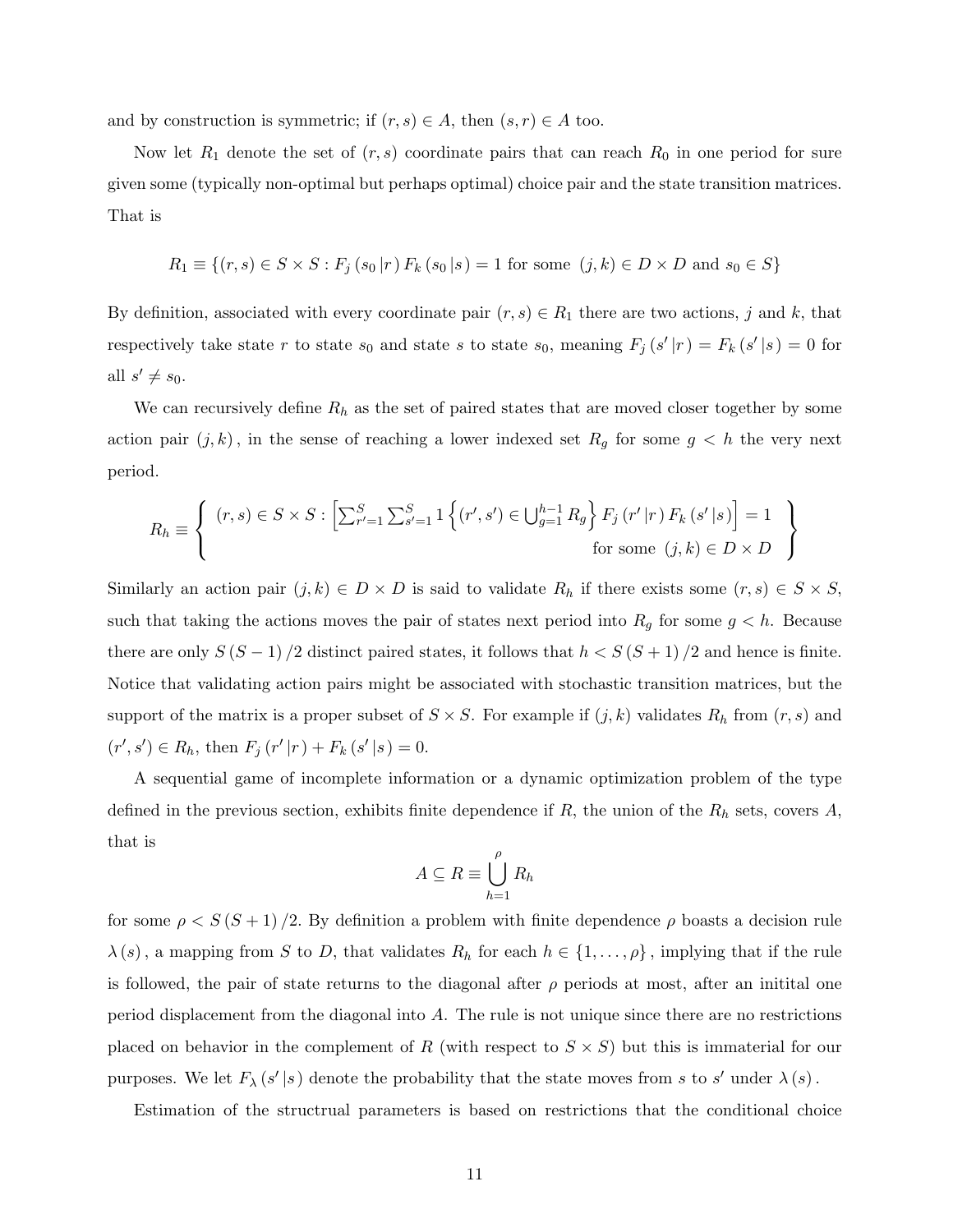and by construction is symmetric; if $(r, s) \in A$, then $(s, r) \in A$ too.

Now let $R_1$ denote the set of $(r, s)$ coordinate pairs that can reach $R_0$ in one period for sure given some (typically non-optimal but perhaps optimal) choice pair and the state transition matrices. That is

$$R_1 \equiv \{(r, s) \in S \times S : F_j(s_0 | r) F_k(s_0 | s) = 1 \text{ for some } (j, k) \in D \times D \text{ and } s_0 \in S\}$$

By definition, associated with every coordinate pair $(r, s) \in R_1$ there are two actions, $j$ and $k$, that respectively take state $r$ to state $s_0$ and state $s$ to state $s_0$, meaning $F_j(s' | r) = F_k(s' | s) = 0$ for all $s' \neq s_0$.

We can recursively define $R_h$ as the set of paired states that are moved closer together by some action pair $(j, k)$, in the sense of reaching a lower indexed set $R_g$ for some $g < h$ the very next period.

$$R_h \equiv \left\{ \begin{array}{r} (r, s) \in S \times S : \left[\sum_{r'=1}^{S} \sum_{s'=1}^{S} 1\left\{(r', s') \in \bigcup_{g=1}^{h-1} R_g\right\} F_j(r' | r) F_k(s' | s)\right] = 1 \\ \text{for some } (j, k) \in D \times D \end{array} \right\}$$

Similarly an action pair $(j, k) \in D \times D$ is said to validate $R_h$ if there exists some $(r, s) \in S \times S$, such that taking the actions moves the pair of states next period into $R_g$ for some $g < h$. Because there are only $S(S-1)/2$ distinct paired states, it follows that $h < S(S+1)/2$ and hence is finite. Notice that validating action pairs might be associated with stochastic transition matrices, but the support of the matrix is a proper subset of $S \times S$. For example if $(j, k)$ validates $R_h$ from $(r, s)$ and $(r', s') \in R_h$, then $F_j(r' | r) + F_k(s' | s) = 0$.

A sequential game of incomplete information or a dynamic optimization problem of the type defined in the previous section, exhibits finite dependence if $R$, the union of the $R_h$ sets, covers $A$, that is

$$A \subseteq R \equiv \bigcup_{h=1}^{\rho} R_h$$

for some $\rho < S(S+1)/2$. By definition a problem with finite dependence $\rho$ boasts a decision rule $\lambda(s)$, a mapping from $S$ to $D$, that validates $R_h$ for each $h \in \{1, \ldots, \rho\}$, implying that if the rule is followed, the pair of state returns to the diagonal after $\rho$ periods at most, after an initital one period displacement from the diagonal into $A$. The rule is not unique since there are no restrictions placed on behavior in the complement of $R$ (with respect to $S \times S$) but this is immaterial for our purposes. We let $F_\lambda(s' | s)$ denote the probability that the state moves from $s$ to $s'$ under $\lambda(s)$.

Estimation of the structrual parameters is based on restrictions that the conditional choice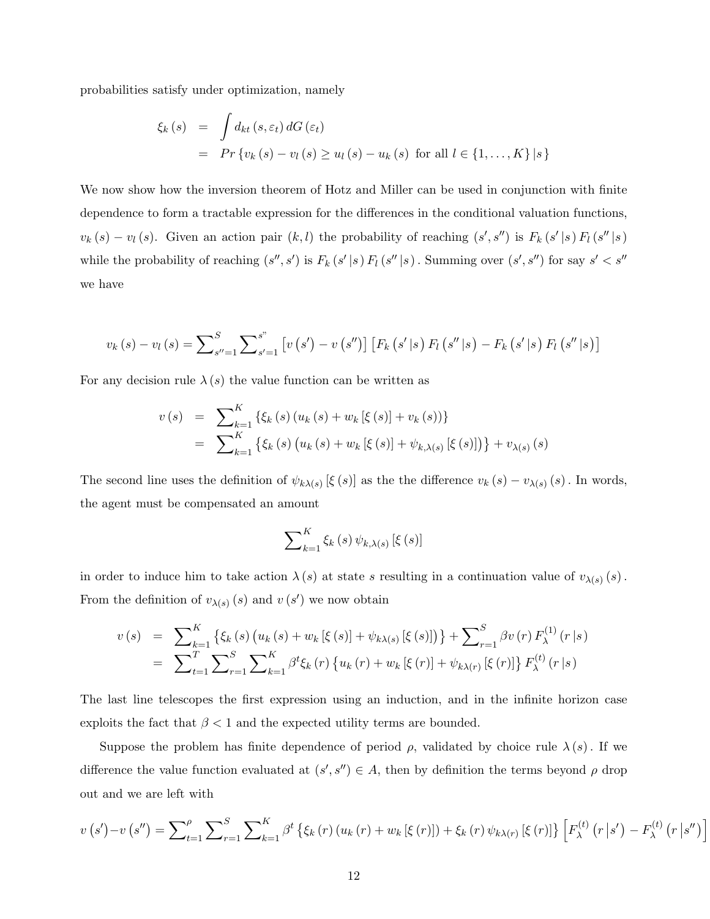probabilities satisfy under optimization, namely

$$
\begin{aligned}
\xi_k(s) &= \int d_{kt}(s, \varepsilon_t)\, dG(\varepsilon_t) \\
&= Pr\{v_k(s) - v_l(s) \geq u_l(s) - u_k(s) \text{ for all } l \in \{1, \ldots, K\} \,|s\}
\end{aligned}
$$

We now show how the inversion theorem of Hotz and Miller can be used in conjunction with finite dependence to form a tractable expression for the differences in the conditional valuation functions, $v_k(s) - v_l(s)$. Given an action pair $(k, l)$ the probability of reaching $(s', s'')$ is $F_k(s'|s) F_l(s''|s)$ while the probability of reaching $(s'', s')$ is $F_k(s'|s) F_l(s''|s)$. Summing over $(s', s'')$ for say $s' < s''$ we have

$$
v_k(s) - v_l(s) = \sum\nolimits_{s''=1}^{S} \sum\nolimits_{s'=1}^{s"} \left[v(s') - v(s'')\right] \left[F_k(s'|s) F_l(s''|s) - F_k(s'|s) F_l(s''|s)\right]
$$

For any decision rule $\lambda(s)$ the value function can be written as

$$
\begin{aligned}
v(s) &= \sum\nolimits_{k=1}^{K} \{\xi_k(s)(u_k(s) + w_k[\xi(s)] + v_k(s))\} \\
&= \sum\nolimits_{k=1}^{K} \left\{\xi_k(s)\left(u_k(s) + w_k[\xi(s)] + \psi_{k,\lambda(s)}[\xi(s)]\right)\right\} + v_{\lambda(s)}(s)
\end{aligned}
$$

The second line uses the definition of $\psi_{k\lambda(s)}[\xi(s)]$ as the the difference $v_k(s) - v_{\lambda(s)}(s)$. In words, the agent must be compensated an amount

$$
\sum\nolimits_{k=1}^{K} \xi_k(s)\, \psi_{k,\lambda(s)}[\xi(s)]
$$

in order to induce him to take action $\lambda(s)$ at state $s$ resulting in a continuation value of $v_{\lambda(s)}(s)$. From the definition of $v_{\lambda(s)}(s)$ and $v(s')$ we now obtain

$$
\begin{aligned}
v(s) &= \sum\nolimits_{k=1}^{K} \left\{\xi_k(s)\left(u_k(s) + w_k[\xi(s)] + \psi_{k\lambda(s)}[\xi(s)]\right)\right\} + \sum\nolimits_{r=1}^{S} \beta v(r) F_\lambda^{(1)}(r|s) \\
&= \sum\nolimits_{t=1}^{T} \sum\nolimits_{r=1}^{S} \sum\nolimits_{k=1}^{K} \beta^t \xi_k(r) \left\{u_k(r) + w_k[\xi(r)] + \psi_{k\lambda(r)}[\xi(r)]\right\} F_\lambda^{(t)}(r|s)
\end{aligned}
$$

The last line telescopes the first expression using an induction, and in the infinite horizon case exploits the fact that $\beta < 1$ and the expected utility terms are bounded.

Suppose the problem has finite dependence of period $\rho$, validated by choice rule $\lambda(s)$. If we difference the value function evaluated at $(s', s'') \in A$, then by definition the terms beyond $\rho$ drop out and we are left with

$$
v(s') - v(s'') = \sum\nolimits_{t=1}^{\rho} \sum\nolimits_{r=1}^{S} \sum\nolimits_{k=1}^{K} \beta^t \left\{\xi_k(r)(u_k(r) + w_k[\xi(r)]) + \xi_k(r)\, \psi_{k\lambda(r)}[\xi(r)]\right\} \left[F_\lambda^{(t)}(r|s') - F_\lambda^{(t)}(r|s'')\right]
$$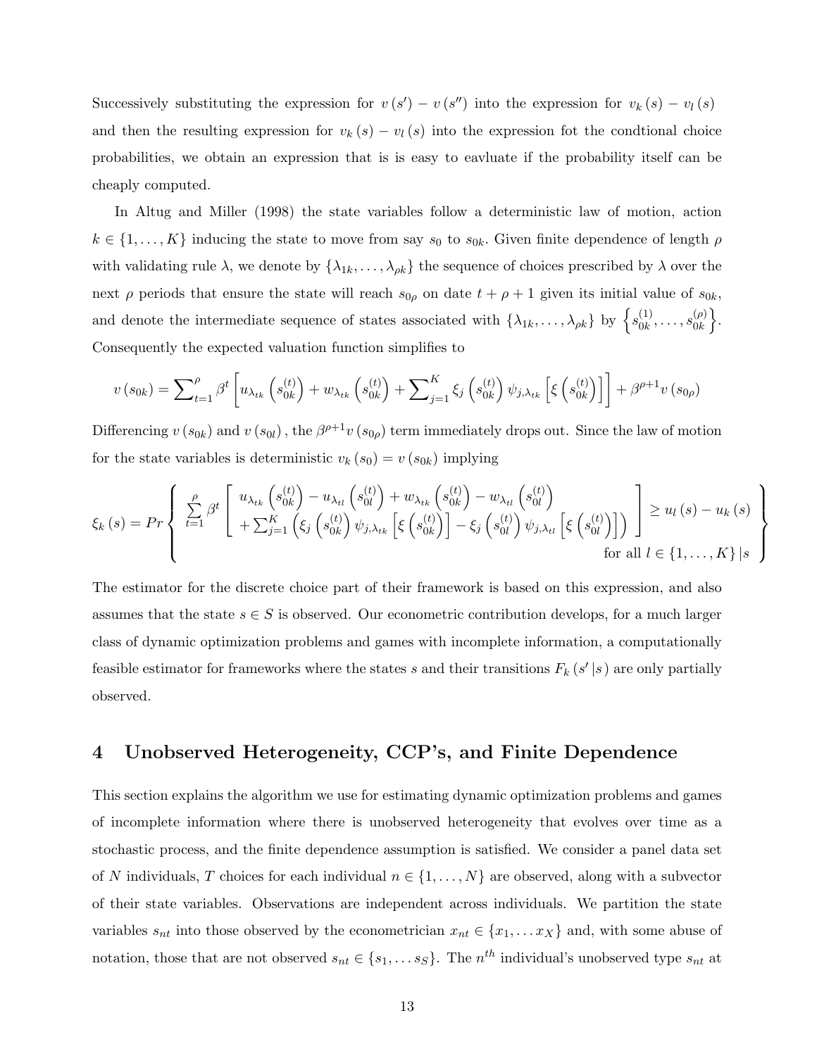Successively substituting the expression for $v(s') - v(s'')$ into the expression for $v_k(s) - v_l(s)$ and then the resulting expression for $v_k(s) - v_l(s)$ into the expression fot the condtional choice probabilities, we obtain an expression that is is easy to eavluate if the probability itself can be cheaply computed.

In Altug and Miller (1998) the state variables follow a deterministic law of motion, action $k \in \{1, \ldots, K\}$ inducing the state to move from say $s_0$ to $s_{0k}$. Given finite dependence of length $\rho$ with validating rule $\lambda$, we denote by $\{\lambda_{1k}, \ldots, \lambda_{\rho k}\}$ the sequence of choices prescribed by $\lambda$ over the next $\rho$ periods that ensure the state will reach $s_{0\rho}$ on date $t + \rho + 1$ given its initial value of $s_{0k}$, and denote the intermediate sequence of states associated with $\{\lambda_{1k}, \ldots, \lambda_{\rho k}\}$ by $\left\{s_{0k}^{(1)}, \ldots, s_{0k}^{(\rho)}\right\}$. Consequently the expected valuation function simplifies to

$$v(s_{0k}) = \sum\nolimits_{t=1}^{\rho} \beta^t \left[ u_{\lambda_{tk}}\left(s_{0k}^{(t)}\right) + w_{\lambda_{tk}}\left(s_{0k}^{(t)}\right) + \sum\nolimits_{j=1}^{K} \xi_j\left(s_{0k}^{(t)}\right) \psi_{j,\lambda_{tk}}\left[\xi\left(s_{0k}^{(t)}\right)\right] \right] + \beta^{\rho+1} v(s_{0\rho})$$

Differencing $v(s_{0k})$ and $v(s_{0l})$, the $\beta^{\rho+1} v(s_{0\rho})$ term immediately drops out. Since the law of motion for the state variables is deterministic $v_k(s_0) = v(s_{0k})$ implying

$$\xi_k(s) = Pr\left\{ \begin{array}{l} \sum\limits_{t=1}^{\rho} \beta^t \left[ \begin{array}{l} u_{\lambda_{tk}}\left(s_{0k}^{(t)}\right) - u_{\lambda_{tl}}\left(s_{0l}^{(t)}\right) + w_{\lambda_{tk}}\left(s_{0k}^{(t)}\right) - w_{\lambda_{tl}}\left(s_{0l}^{(t)}\right) \\ + \sum_{j=1}^{K} \left( \xi_j\left(s_{0k}^{(t)}\right) \psi_{j,\lambda_{tk}}\left[\xi\left(s_{0k}^{(t)}\right)\right] - \xi_j\left(s_{0l}^{(t)}\right) \psi_{j,\lambda_{tl}}\left[\xi\left(s_{0l}^{(t)}\right)\right] \right) \end{array} \right] \geq u_l(s) - u_k(s) \\ \hfill \text{for all } l \in \{1, \ldots, K\} \,|\, s \end{array} \right\}$$

The estimator for the discrete choice part of their framework is based on this expression, and also assumes that the state $s \in S$ is observed. Our econometric contribution develops, for a much larger class of dynamic optimization problems and games with incomplete information, a computationally feasible estimator for frameworks where the states $s$ and their transitions $F_k(s'\,|s)$ are only partially observed.

# 4 Unobserved Heterogeneity, CCP's, and Finite Dependence

This section explains the algorithm we use for estimating dynamic optimization problems and games of incomplete information where there is unobserved heterogeneity that evolves over time as a stochastic process, and the finite dependence assumption is satisfied. We consider a panel data set of $N$ individuals, $T$ choices for each individual $n \in \{1, \ldots, N\}$ are observed, along with a subvector of their state variables. Observations are independent across individuals. We partition the state variables $s_{nt}$ into those observed by the econometrician $x_{nt} \in \{x_1, \ldots x_X\}$ and, with some abuse of notation, those that are not observed $s_{nt} \in \{s_1, \ldots s_S\}$. The $n^{th}$ individual's unobserved type $s_{nt}$ at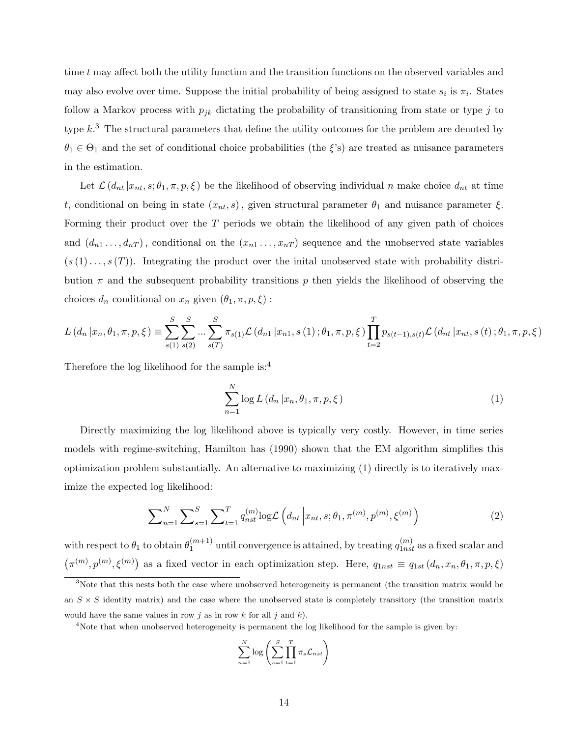time $t$ may affect both the utility function and the transition functions on the observed variables and may also evolve over time. Suppose the initial probability of being assigned to state $s_i$ is $\pi_i$. States follow a Markov process with $p_{jk}$ dictating the probability of transitioning from state or type $j$ to type $k$.[3] The structural parameters that define the utility outcomes for the problem are denoted by $\theta_1 \in \Theta_1$ and the set of conditional choice probabilities (the $\xi$'s) are treated as nuisance parameters in the estimation.

Let $\mathcal{L}\left(d_{nt}\left|x_{nt}, s; \theta_1, \pi, p, \xi\right.\right)$ be the likelihood of observing individual $n$ make choice $d_{nt}$ at time $t$, conditional on being in state $(x_{nt}, s)$, given structural parameter $\theta_1$ and nuisance parameter $\xi$. Forming their product over the $T$ periods we obtain the likelihood of any given path of choices and $(d_{n1} \ldots, d_{nT})$, conditional on the $(x_{n1} \ldots, x_{nT})$ sequence and the unobserved state variables $(s(1) \ldots, s(T))$. Integrating the product over the inital unobserved state with probability distribution $\pi$ and the subsequent probability transitions $p$ then yields the likelihood of observing the choices $d_n$ conditional on $x_n$ given $(\theta_1, \pi, p, \xi)$ :

$$L\left(d_n\left|x_n, \theta_1, \pi, p, \xi\right.\right) \equiv \sum_{s(1)}^{S} \sum_{s(2)}^{S} \ldots \sum_{s(T)}^{S} \pi_{s(1)} \mathcal{L}\left(d_{n1}\left|x_{n1}, s(1); \theta_1, \pi, p, \xi\right.\right) \prod_{t=2}^{T} p_{s(t-1), s(t)} \mathcal{L}\left(d_{nt}\left|x_{nt}, s(t); \theta_1, \pi, p, \xi\right.\right)$$

Therefore the log likelihood for the sample is:[4]

$$\sum_{n=1}^{N} \log L\left(d_n\left|x_n, \theta_1, \pi, p, \xi\right.\right) \tag{1}$$

Directly maximizing the log likelihood above is typically very costly. However, in time series models with regime-switching, Hamilton has (1990) shown that the EM algorithm simplifies this optimization problem substantially. An alternative to maximizing (1) directly is to iteratively maximize the expected log likelihood:

$$\sum\nolimits_{n=1}^{N} \sum\nolimits_{s=1}^{S} \sum\nolimits_{t=1}^{T} q_{nst}^{(m)} \log \mathcal{L}\left(d_{nt}\left|x_{nt}, s; \theta_1, \pi^{(m)}, p^{(m)}, \xi^{(m)}\right.\right) \tag{2}$$

with respect to $\theta_1$ to obtain $\theta_1^{(m+1)}$ until convergence is attained, by treating $q_{1nst}^{(m)}$ as a fixed scalar and $\left(\pi^{(m)}, p^{(m)}, \xi^{(m)}\right)$ as a fixed vector in each optimization step. Here, $q_{1nst} \equiv q_{1st}\left(d_n, x_n, \theta_1, \pi, p, \xi\right)$

[3] Note that this nests both the case where unobserved heterogeneity is permanent (the transition matrix would be an $S \times S$ identity matrix) and the case where the unobserved state is completely transitory (the transition matrix would have the same values in row $j$ as in row $k$ for all $j$ and $k$).

[4] Note that when unobserved heterogeneity is permanent the log likelihood for the sample is given by:

$$\sum_{n=1}^{N} \log \left( \sum_{s=1}^{S} \prod_{t=1}^{T} \pi_s \mathcal{L}_{nst} \right)$$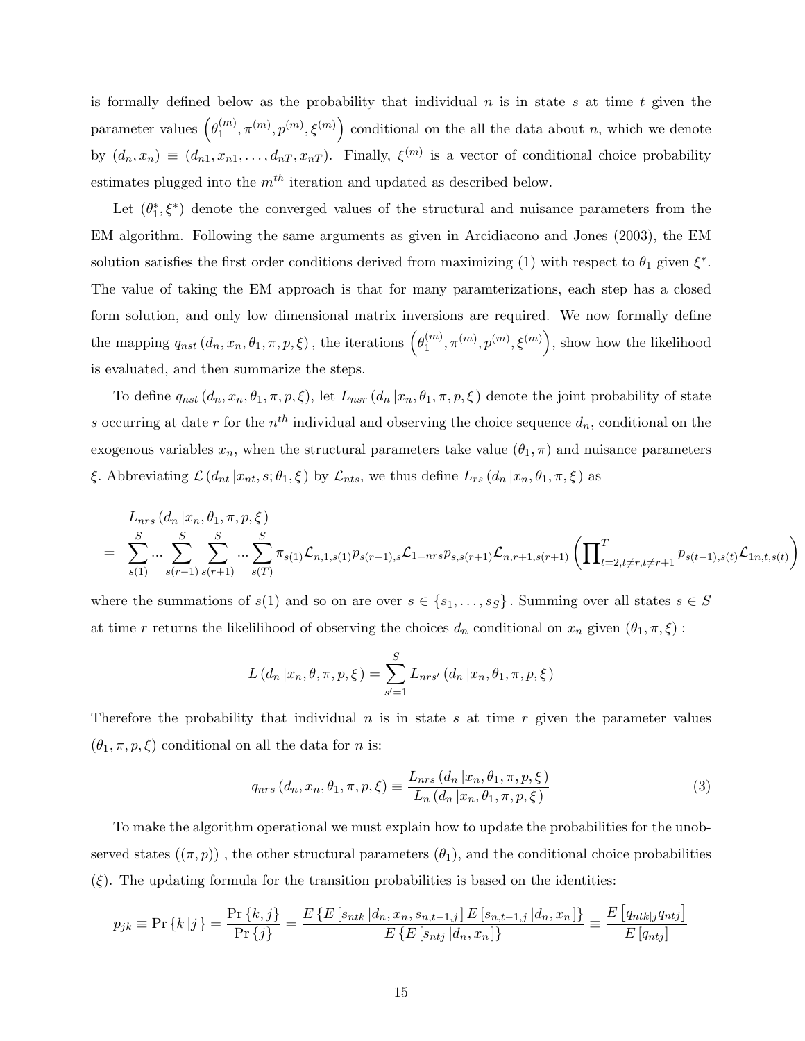is formally defined below as the probability that individual $n$ is in state $s$ at time $t$ given the parameter values $\left(\theta_1^{(m)}, \pi^{(m)}, p^{(m)}, \xi^{(m)}\right)$ conditional on the all the data about $n$, which we denote by $(d_n, x_n) \equiv (d_{n1}, x_{n1}, \ldots, d_{nT}, x_{nT})$. Finally, $\xi^{(m)}$ is a vector of conditional choice probability estimates plugged into the $m^{th}$ iteration and updated as described below.

Let $(\theta_1^*, \xi^*)$ denote the converged values of the structural and nuisance parameters from the EM algorithm. Following the same arguments as given in Arcidiacono and Jones (2003), the EM solution satisfies the first order conditions derived from maximizing (1) with respect to $\theta_1$ given $\xi^*$. The value of taking the EM approach is that for many paramterizations, each step has a closed form solution, and only low dimensional matrix inversions are required. We now formally define the mapping $q_{nst}(d_n, x_n, \theta_1, \pi, p, \xi)$, the iterations $\left(\theta_1^{(m)}, \pi^{(m)}, p^{(m)}, \xi^{(m)}\right)$, show how the likelihood is evaluated, and then summarize the steps.

To define $q_{nst}(d_n, x_n, \theta_1, \pi, p, \xi)$, let $L_{nsr}(d_n | x_n, \theta_1, \pi, p, \xi)$ denote the joint probability of state $s$ occurring at date $r$ for the $n^{th}$ individual and observing the choice sequence $d_n$, conditional on the exogenous variables $x_n$, when the structural parameters take value $(\theta_1, \pi)$ and nuisance parameters $\xi$. Abbreviating $\mathcal{L}(d_{nt} | x_{nt}, s; \theta_1, \xi)$ by $\mathcal{L}_{nts}$, we thus define $L_{rs}(d_n | x_n, \theta_1, \pi, \xi)$ as

$$
\begin{aligned}
& L_{nrs}(d_n | x_n, \theta_1, \pi, p, \xi) \\
= & \sum_{s(1)}^{S} \ldots \sum_{s(r-1)}^{S} \sum_{s(r+1)}^{S} \ldots \sum_{s(T)}^{S} \pi_{s(1)} \mathcal{L}_{n,1,s(1)} p_{s(r-1),s} \mathcal{L}_{1=nrs} p_{s,s(r+1)} \mathcal{L}_{n,r+1,s(r+1)} \left( \prod\nolimits_{t=2, t \neq r, t \neq r+1}^{T} p_{s(t-1),s(t)} \mathcal{L}_{1n,t,s(t)} \right)
\end{aligned}
$$

where the summations of $s(1)$ and so on are over $s \in \{s_1, \ldots, s_S\}$. Summing over all states $s \in S$ at time $r$ returns the likelilihood of observing the choices $d_n$ conditional on $x_n$ given $(\theta_1, \pi, \xi)$:

$$
L(d_n | x_n, \theta, \pi, p, \xi) = \sum_{s'=1}^{S} L_{nrs'}(d_n | x_n, \theta_1, \pi, p, \xi)
$$

Therefore the probability that individual $n$ is in state $s$ at time $r$ given the parameter values $(\theta_1, \pi, p, \xi)$ conditional on all the data for $n$ is:

$$
q_{nrs}(d_n, x_n, \theta_1, \pi, p, \xi) \equiv \frac{L_{nrs}(d_n | x_n, \theta_1, \pi, p, \xi)}{L_n(d_n | x_n, \theta_1, \pi, p, \xi)} \tag{3}
$$

To make the algorithm operational we must explain how to update the probabilities for the unobserved states $((\pi, p))$, the other structural parameters $(\theta_1)$, and the conditional choice probabilities $(\xi)$. The updating formula for the transition probabilities is based on the identities:

$$
p_{jk} \equiv \Pr\{k | j\} = \frac{\Pr\{k, j\}}{\Pr\{j\}} = \frac{E\{E[s_{ntk} | d_n, x_n, s_{n,t-1,j}] E[s_{n,t-1,j} | d_n, x_n]\}}{E\{E[s_{ntj} | d_n, x_n]\}} \equiv \frac{E[q_{ntk|j} q_{ntj}]}{E[q_{ntj}]}
$$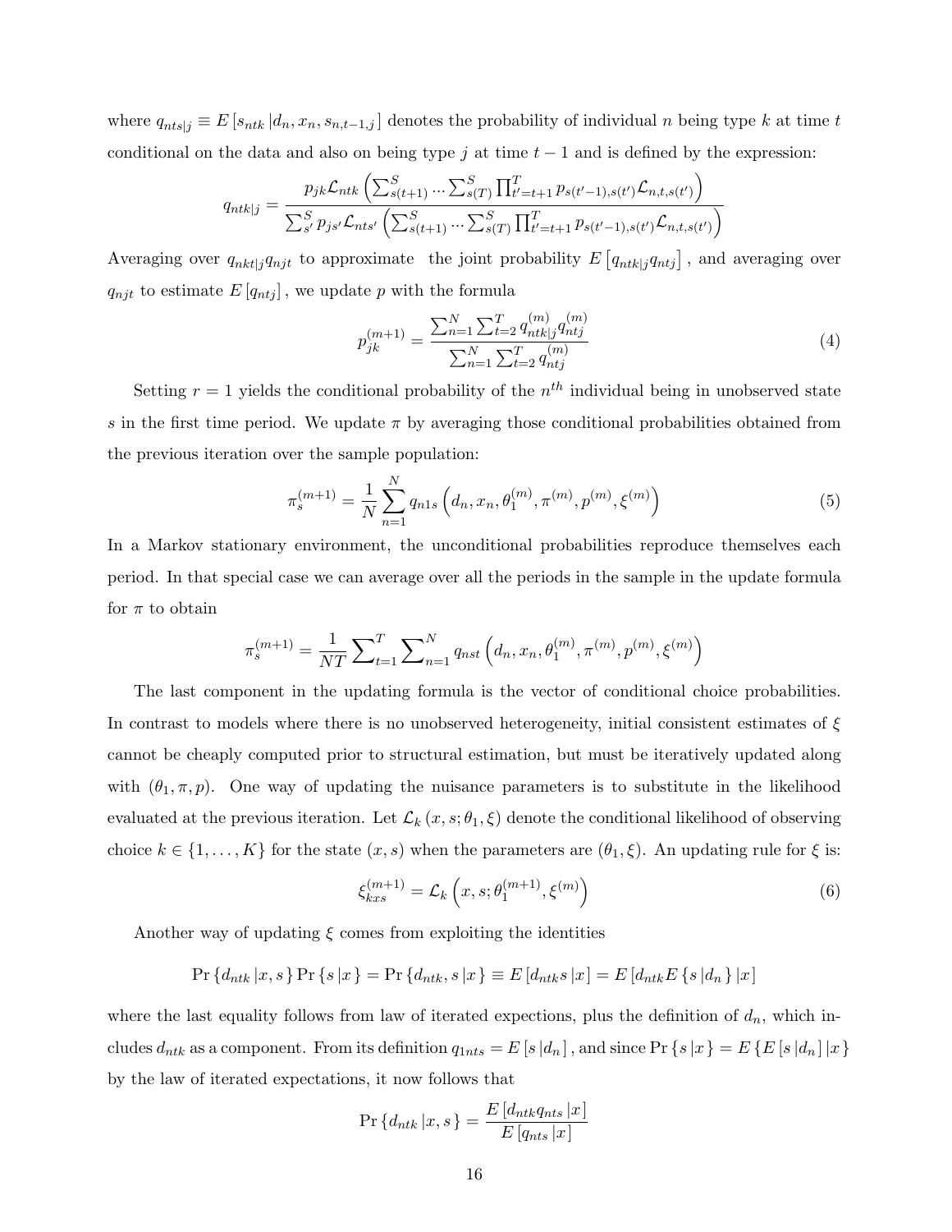where $q_{nts|j} \equiv E\left[s_{ntk}\,|d_n, x_n, s_{n,t-1,j}\right]$ denotes the probability of individual $n$ being type $k$ at time $t$ conditional on the data and also on being type $j$ at time $t-1$ and is defined by the expression:

$$q_{ntk|j} = \frac{p_{jk}\mathcal{L}_{ntk}\left(\sum_{s(t+1)}^{S} ... \sum_{s(T)}^{S} \prod_{t'=t+1}^{T} p_{s(t'-1),s(t')}\mathcal{L}_{n,t,s(t')}\right)}{\sum_{s'}^{S} p_{js'}\mathcal{L}_{nts'}\left(\sum_{s(t+1)}^{S} ... \sum_{s(T)}^{S} \prod_{t'=t+1}^{T} p_{s(t'-1),s(t')}\mathcal{L}_{n,t,s(t')}\right)}$$

Averaging over $q_{nkt|j}q_{njt}$ to approximate the joint probability $E\left[q_{ntk|j}q_{ntj}\right]$, and averaging over $q_{njt}$ to estimate $E\left[q_{ntj}\right]$, we update $p$ with the formula

$$p_{jk}^{(m+1)} = \frac{\sum_{n=1}^{N}\sum_{t=2}^{T} q_{ntk|j}^{(m)} q_{ntj}^{(m)}}{\sum_{n=1}^{N}\sum_{t=2}^{T} q_{ntj}^{(m)}} \tag{4}$$

Setting $r = 1$ yields the conditional probability of the $n^{th}$ individual being in unobserved state $s$ in the first time period. We update $\pi$ by averaging those conditional probabilities obtained from the previous iteration over the sample population:

$$\pi_s^{(m+1)} = \frac{1}{N}\sum_{n=1}^{N} q_{n1s}\left(d_n, x_n, \theta_1^{(m)}, \pi^{(m)}, p^{(m)}, \xi^{(m)}\right) \tag{5}$$

In a Markov stationary environment, the unconditional probabilities reproduce themselves each period. In that special case we can average over all the periods in the sample in the update formula for $\pi$ to obtain

$$\pi_s^{(m+1)} = \frac{1}{NT}\sum_{t=1}^{T}\sum_{n=1}^{N} q_{nst}\left(d_n, x_n, \theta_1^{(m)}, \pi^{(m)}, p^{(m)}, \xi^{(m)}\right)$$

The last component in the updating formula is the vector of conditional choice probabilities. In contrast to models where there is no unobserved heterogeneity, initial consistent estimates of $\xi$ cannot be cheaply computed prior to structural estimation, but must be iteratively updated along with $(\theta_1, \pi, p)$. One way of updating the nuisance parameters is to substitute in the likelihood evaluated at the previous iteration. Let $\mathcal{L}_k\left(x, s; \theta_1, \xi\right)$ denote the conditional likelihood of observing choice $k \in \{1, \ldots, K\}$ for the state $(x, s)$ when the parameters are $(\theta_1, \xi)$. An updating rule for $\xi$ is:

$$\xi_{kxs}^{(m+1)} = \mathcal{L}_k\left(x, s; \theta_1^{(m+1)}, \xi^{(m)}\right) \tag{6}$$

Another way of updating $\xi$ comes from exploiting the identities

$$\Pr\left\{d_{ntk}\,|x, s\right\}\Pr\left\{s\,|x\right\} = \Pr\left\{d_{ntk}, s\,|x\right\} \equiv E\left[d_{ntk}s\,|x\right] = E\left[d_{ntk}E\left\{s\,|d_n\right\}|x\right]$$

where the last equality follows from law of iterated expections, plus the definition of $d_n$, which includes $d_{ntk}$ as a component. From its definition $q_{1nts} = E\left[s\,|d_n\right]$, and since $\Pr\left\{s\,|x\right\} = E\left\{E\left[s\,|d_n\right]|x\right\}$ by the law of iterated expectations, it now follows that

$$\Pr\left\{d_{ntk}\,|x, s\right\} = \frac{E\left[d_{ntk}q_{nts}\,|x\right]}{E\left[q_{nts}\,|x\right]}$$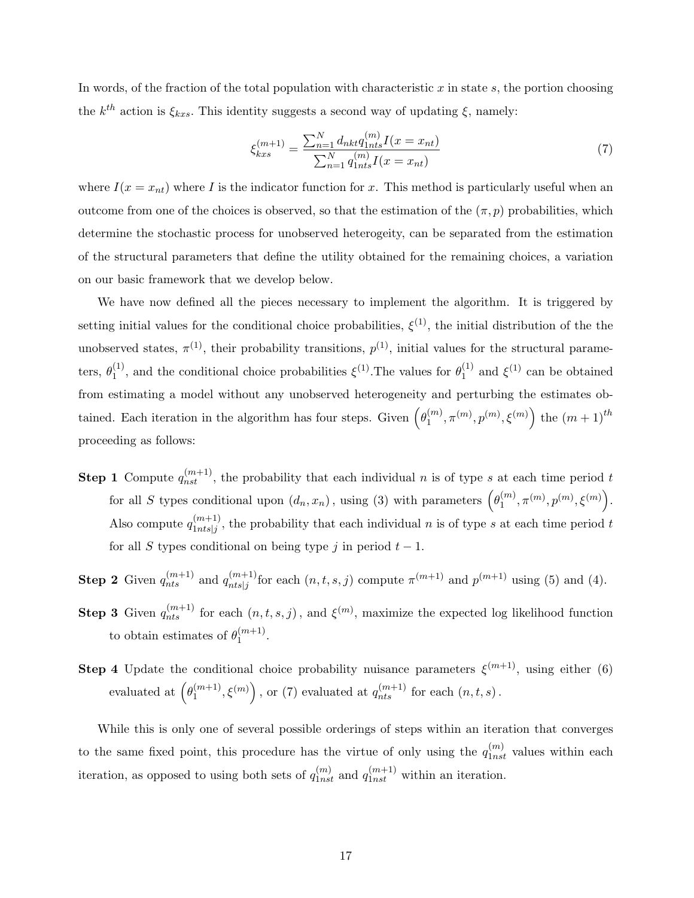In words, of the fraction of the total population with characteristic $x$ in state $s$, the portion choosing the $k^{th}$ action is $\xi_{kxs}$. This identity suggests a second way of updating $\xi$, namely:

$$\xi_{kxs}^{(m+1)} = \frac{\sum_{n=1}^{N} d_{nkt} q_{1nts}^{(m)} I(x = x_{nt})}{\sum_{n=1}^{N} q_{1nts}^{(m)} I(x = x_{nt})} \tag{7}$$

where $I(x = x_{nt})$ where $I$ is the indicator function for $x$. This method is particularly useful when an outcome from one of the choices is observed, so that the estimation of the $(\pi, p)$ probabilities, which determine the stochastic process for unobserved heterogeity, can be separated from the estimation of the structural parameters that define the utility obtained for the remaining choices, a variation on our basic framework that we develop below.

We have now defined all the pieces necessary to implement the algorithm. It is triggered by setting initial values for the conditional choice probabilities, $\xi^{(1)}$, the initial distribution of the the unobserved states, $\pi^{(1)}$, their probability transitions, $p^{(1)}$, initial values for the structural parameters, $\theta_1^{(1)}$, and the conditional choice probabilities $\xi^{(1)}$.The values for $\theta_1^{(1)}$ and $\xi^{(1)}$ can be obtained from estimating a model without any unobserved heterogeneity and perturbing the estimates obtained. Each iteration in the algorithm has four steps. Given $\left(\theta_1^{(m)}, \pi^{(m)}, p^{(m)}, \xi^{(m)}\right)$ the $(m+1)^{th}$ proceeding as follows:

**Step 1** Compute $q_{nst}^{(m+1)}$, the probability that each individual $n$ is of type $s$ at each time period $t$ for all $S$ types conditional upon $(d_n, x_n)$, using (3) with parameters $\left(\theta_1^{(m)}, \pi^{(m)}, p^{(m)}, \xi^{(m)}\right)$. Also compute $q_{1nts|j}^{(m+1)}$, the probability that each individual $n$ is of type $s$ at each time period $t$ for all $S$ types conditional on being type $j$ in period $t-1$.

**Step 2** Given $q_{nts}^{(m+1)}$ and $q_{nts|j}^{(m+1)}$for each $(n, t, s, j)$ compute $\pi^{(m+1)}$ and $p^{(m+1)}$ using (5) and (4).

**Step 3** Given $q_{nts}^{(m+1)}$ for each $(n, t, s, j)$, and $\xi^{(m)}$, maximize the expected log likelihood function to obtain estimates of $\theta_1^{(m+1)}$.

**Step 4** Update the conditional choice probability nuisance parameters $\xi^{(m+1)}$, using either (6) evaluated at $\left(\theta_1^{(m+1)}, \xi^{(m)}\right)$, or (7) evaluated at $q_{nts}^{(m+1)}$ for each $(n, t, s)$.

While this is only one of several possible orderings of steps within an iteration that converges to the same fixed point, this procedure has the virtue of only using the $q_{1nst}^{(m)}$ values within each iteration, as opposed to using both sets of $q_{1nst}^{(m)}$ and $q_{1nst}^{(m+1)}$ within an iteration.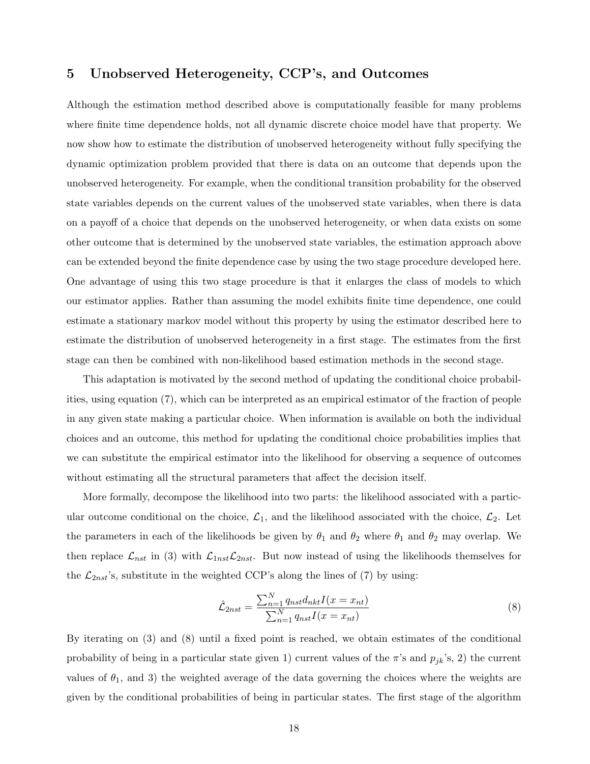## 5 Unobserved Heterogeneity, CCP's, and Outcomes

Although the estimation method described above is computationally feasible for many problems where finite time dependence holds, not all dynamic discrete choice model have that property. We now show how to estimate the distribution of unobserved heterogeneity without fully specifying the dynamic optimization problem provided that there is data on an outcome that depends upon the unobserved heterogeneity. For example, when the conditional transition probability for the observed state variables depends on the current values of the unobserved state variables, when there is data on a payoff of a choice that depends on the unobserved heterogeneity, or when data exists on some other outcome that is determined by the unobserved state variables, the estimation approach above can be extended beyond the finite dependence case by using the two stage procedure developed here. One advantage of using this two stage procedure is that it enlarges the class of models to which our estimator applies. Rather than assuming the model exhibits finite time dependence, one could estimate a stationary markov model without this property by using the estimator described here to estimate the distribution of unobserved heterogeneity in a first stage. The estimates from the first stage can then be combined with non-likelihood based estimation methods in the second stage.

This adaptation is motivated by the second method of updating the conditional choice probabilities, using equation (7), which can be interpreted as an empirical estimator of the fraction of people in any given state making a particular choice. When information is available on both the individual choices and an outcome, this method for updating the conditional choice probabilities implies that we can substitute the empirical estimator into the likelihood for observing a sequence of outcomes without estimating all the structural parameters that affect the decision itself.

More formally, decompose the likelihood into two parts: the likelihood associated with a particular outcome conditional on the choice, $\mathcal{L}_1$, and the likelihood associated with the choice, $\mathcal{L}_2$. Let the parameters in each of the likelihoods be given by $\theta_1$ and $\theta_2$ where $\theta_1$ and $\theta_2$ may overlap. We then replace $\mathcal{L}_{nst}$ in (3) with $\mathcal{L}_{1nst}\mathcal{L}_{2nst}$. But now instead of using the likelihoods themselves for the $\mathcal{L}_{2nst}$'s, substitute in the weighted CCP's along the lines of (7) by using:

$$\hat{\mathcal{L}}_{2nst} = \frac{\sum_{n=1}^{N} q_{nst} d_{nkt} I(x = x_{nt})}{\sum_{n=1}^{N} q_{nst} I(x = x_{nt})} \tag{8}$$

By iterating on (3) and (8) until a fixed point is reached, we obtain estimates of the conditional probability of being in a particular state given 1) current values of the $\pi$'s and $p_{jk}$'s, 2) the current values of $\theta_1$, and 3) the weighted average of the data governing the choices where the weights are given by the conditional probabilities of being in particular states. The first stage of the algorithm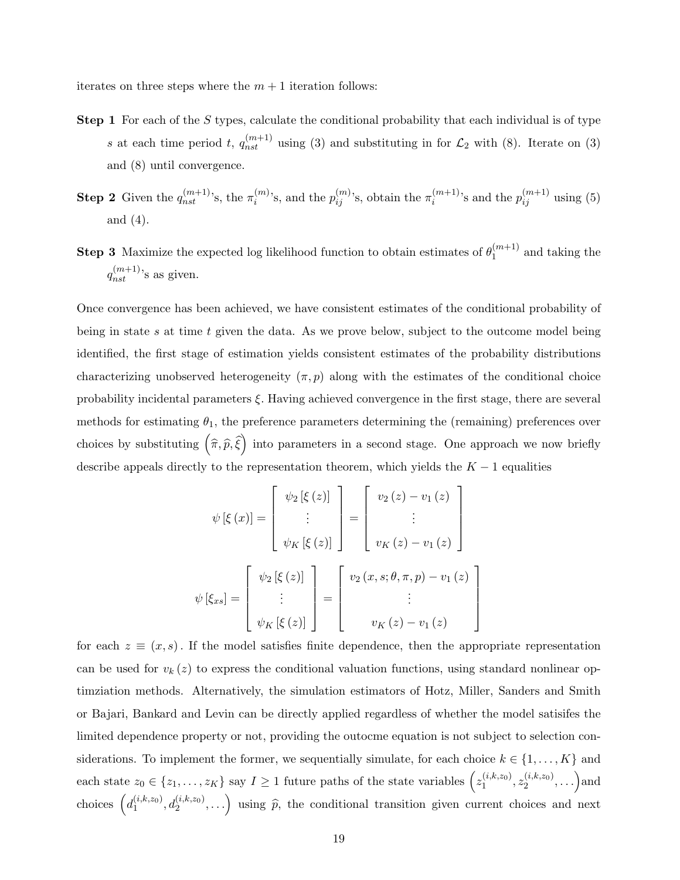iterates on three steps where the $m+1$ iteration follows:

**Step 1** For each of the $S$ types, calculate the conditional probability that each individual is of type $s$ at each time period $t$, $q_{nst}^{(m+1)}$ using (3) and substituting in for $\mathcal{L}_2$ with (8). Iterate on (3) and (8) until convergence.

**Step 2** Given the $q_{nst}^{(m+1)}$'s, the $\pi_i^{(m)}$'s, and the $p_{ij}^{(m)}$'s, obtain the $\pi_i^{(m+1)}$'s and the $p_{ij}^{(m+1)}$ using (5) and (4).

**Step 3** Maximize the expected log likelihood function to obtain estimates of $\theta_1^{(m+1)}$ and taking the $q_{nst}^{(m+1)}$'s as given.

Once convergence has been achieved, we have consistent estimates of the conditional probability of being in state $s$ at time $t$ given the data. As we prove below, subject to the outcome model being identified, the first stage of estimation yields consistent estimates of the probability distributions characterizing unobserved heterogeneity $(\pi, p)$ along with the estimates of the conditional choice probability incidental parameters $\xi$. Having achieved convergence in the first stage, there are several methods for estimating $\theta_1$, the preference parameters determining the (remaining) preferences over choices by substituting $\left(\widehat{\pi}, \widehat{p}, \widehat{\xi}\right)$ into parameters in a second stage. One approach we now briefly describe appeals directly to the representation theorem, which yields the $K-1$ equalities

$$
\psi\left[\xi\left(x\right)\right] = \begin{bmatrix} \psi_2\left[\xi\left(z\right)\right] \\ \vdots \\ \psi_K\left[\xi\left(z\right)\right] \end{bmatrix} = \begin{bmatrix} v_2\left(z\right) - v_1\left(z\right) \\ \vdots \\ v_K\left(z\right) - v_1\left(z\right) \end{bmatrix}
$$

$$
\psi\left[\xi_{xs}\right] = \begin{bmatrix} \psi_2\left[\xi\left(z\right)\right] \\ \vdots \\ \psi_K\left[\xi\left(z\right)\right] \end{bmatrix} = \begin{bmatrix} v_2\left(x, s; \theta, \pi, p\right) - v_1\left(z\right) \\ \vdots \\ v_K\left(z\right) - v_1\left(z\right) \end{bmatrix}
$$

for each $z \equiv (x, s)$. If the model satisfies finite dependence, then the appropriate representation can be used for $v_k\left(z\right)$ to express the conditional valuation functions, using standard nonlinear optimziation methods. Alternatively, the simulation estimators of Hotz, Miller, Sanders and Smith or Bajari, Bankard and Levin can be directly applied regardless of whether the model satisifes the limited dependence property or not, providing the outocme equation is not subject to selection considerations. To implement the former, we sequentially simulate, for each choice $k \in \{1, \ldots, K\}$ and each state $z_0 \in \{z_1, \ldots, z_K\}$ say $I \geq 1$ future paths of the state variables $\left(z_1^{(i,k,z_0)}, z_2^{(i,k,z_0)}, \ldots\right)$and choices $\left(d_1^{(i,k,z_0)}, d_2^{(i,k,z_0)}, \ldots\right)$ using $\widehat{p}$, the conditional transition given current choices and next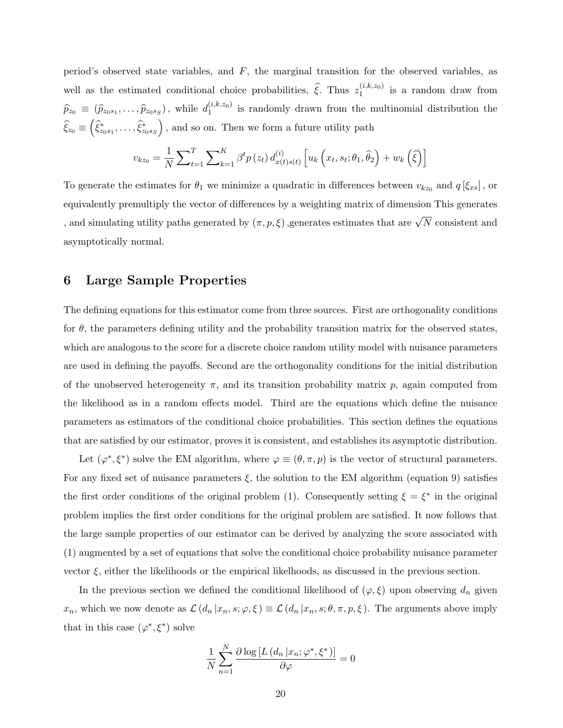period's observed state variables, and $F$, the marginal transition for the observed variables, as well as the estimated conditional choice probabilities, $\widehat{\xi}$. Thus $z_1^{(i,k,z_0)}$ is a random draw from $\widehat{p}_{z_0} \equiv (\widehat{p}_{z_0 s_1}, \ldots, \widehat{p}_{z_0 s_S})$, while $d_1^{(i,k,z_0)}$ is randomly drawn from the multinomial distribution the $\widehat{\xi}_{z_0} \equiv \left(\widehat{\xi}^*_{z_0 s_1}, \ldots, \widehat{\xi}^*_{z_0 s_S}\right)$, and so on. Then we form a future utility path

$$v_{kz_0} = \frac{1}{N} \sum\nolimits_{t=1}^{T} \sum\nolimits_{k=1}^{K} \beta^t p\left(z_t\right) d_{x(t)s(t)}^{(i)} \left[u_k\left(x_t, s_t; \theta_1, \widehat{\theta}_2\right) + w_k\left(\widehat{\xi}\right)\right]$$

To generate the estimates for $\theta_1$ we minimize a quadratic in differences between $v_{kz_0}$ and $q\left[\xi_{xs}\right]$, or equivalently premultiply the vector of differences by a weighting matrix of dimension This generates , and simulating utility paths generated by $(\pi, p, \xi)$ ,generates estimates that are $\sqrt{N}$ consistent and asymptotically normal.

## 6 Large Sample Properties

The defining equations for this estimator come from three sources. First are orthogonality conditions for $\theta$, the parameters defining utility and the probability transition matrix for the observed states, which are analogous to the score for a discrete choice random utility model with nuisance parameters are used in defining the payoffs. Second are the orthogonality conditions for the initial distribution of the unobserved heterogeneity $\pi$, and its transition probability matrix $p$, again computed from the likelihood as in a random effects model. Third are the equations which define the nuisance parameters as estimators of the conditional choice probabilities. This section defines the equations that are satisfied by our estimator, proves it is consistent, and establishes its asymptotic distribution.

Let $(\varphi^*, \xi^*)$ solve the EM algorithm, where $\varphi \equiv (\theta, \pi, p)$ is the vector of structural parameters. For any fixed set of nuisance parameters $\xi$, the solution to the EM algorithm (equation 9) satisfies the first order conditions of the original problem (1). Consequently setting $\xi = \xi^*$ in the original problem implies the first order conditions for the original problem are satisfied. It now follows that the large sample properties of our estimator can be derived by analyzing the score associated with (1) augmented by a set of equations that solve the conditional choice probability nuisance parameter vector $\xi$, either the likelihoods or the empirical likelihoods, as discussed in the previous section.

In the previous section we defined the conditional likelihood of $(\varphi, \xi)$ upon observing $d_n$ given $x_n$, which we now denote as $\mathcal{L}\left(d_n \left| x_n, s; \varphi, \xi\right.\right) \equiv \mathcal{L}\left(d_n \left| x_n, s; \theta, \pi, p, \xi\right.\right)$. The arguments above imply that in this case $(\varphi^*, \xi^*)$ solve

$$\frac{1}{N} \sum_{n=1}^{N} \frac{\partial \log\left[L\left(d_n \left| x_n; \varphi^*, \xi^*\right.\right)\right]}{\partial \varphi} = 0$$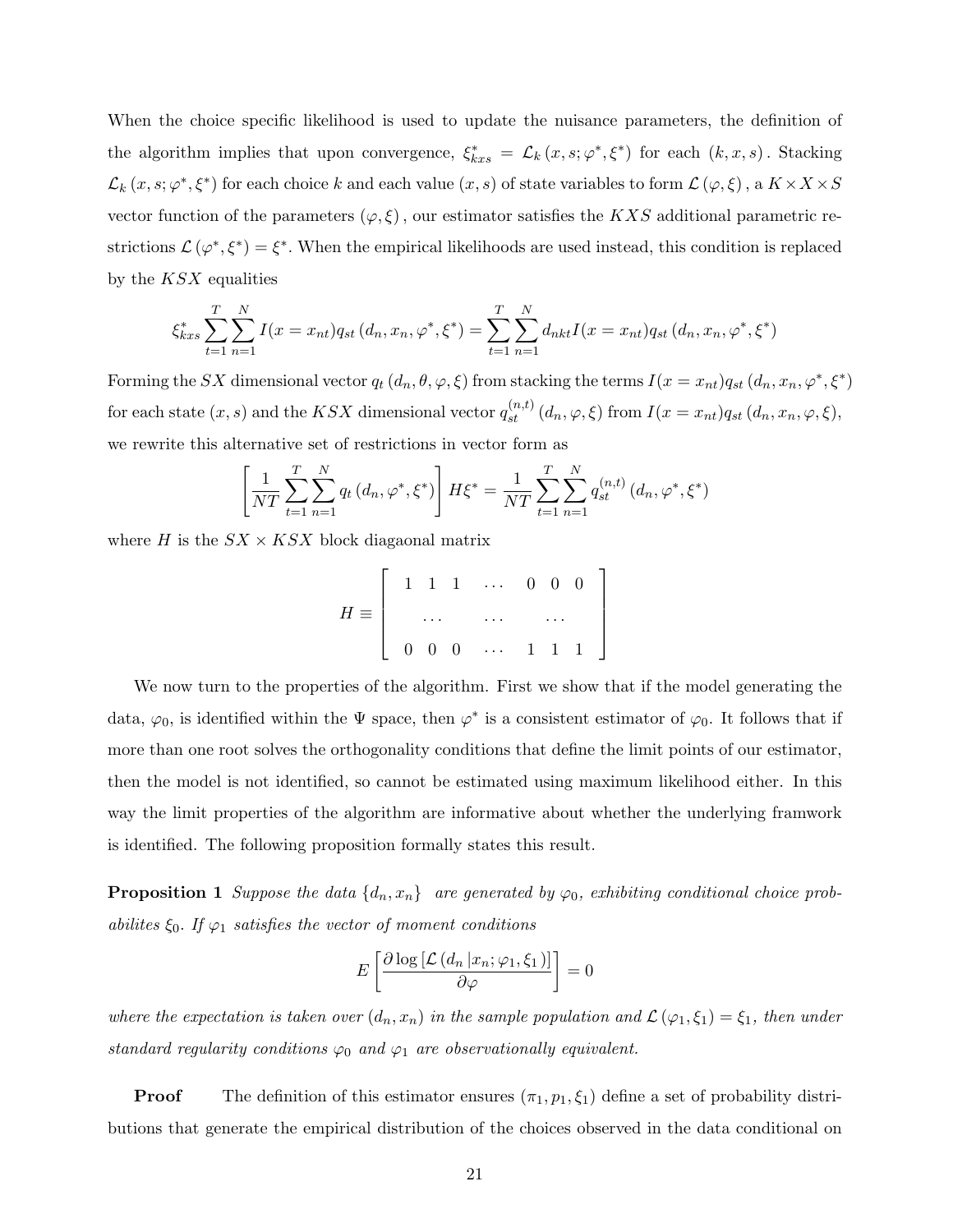When the choice specific likelihood is used to update the nuisance parameters, the definition of the algorithm implies that upon convergence, $\xi^*_{kxs} = \mathcal{L}_k(x, s; \varphi^*, \xi^*)$ for each $(k, x, s)$. Stacking $\mathcal{L}_k(x, s; \varphi^*, \xi^*)$ for each choice $k$ and each value $(x, s)$ of state variables to form $\mathcal{L}(\varphi, \xi)$, a $K \times X \times S$ vector function of the parameters $(\varphi, \xi)$, our estimator satisfies the $KXS$ additional parametric restrictions $\mathcal{L}(\varphi^*, \xi^*) = \xi^*$. When the empirical likelihoods are used instead, this condition is replaced by the $KSX$ equalities

$$\xi^*_{kxs} \sum_{t=1}^{T} \sum_{n=1}^{N} I(x = x_{nt}) q_{st}(d_n, x_n, \varphi^*, \xi^*) = \sum_{t=1}^{T} \sum_{n=1}^{N} d_{nkt} I(x = x_{nt}) q_{st}(d_n, x_n, \varphi^*, \xi^*)$$

Forming the $SX$ dimensional vector $q_t(d_n, \theta, \varphi, \xi)$ from stacking the terms $I(x = x_{nt}) q_{st}(d_n, x_n, \varphi^*, \xi^*)$ for each state $(x, s)$ and the $KSX$ dimensional vector $q^{(n,t)}_{st}(d_n, \varphi, \xi)$ from $I(x = x_{nt}) q_{st}(d_n, x_n, \varphi, \xi)$, we rewrite this alternative set of restrictions in vector form as

$$\left[ \frac{1}{NT} \sum_{t=1}^{T} \sum_{n=1}^{N} q_t(d_n, \varphi^*, \xi^*) \right] H \xi^* = \frac{1}{NT} \sum_{t=1}^{T} \sum_{n=1}^{N} q^{(n,t)}_{st}(d_n, \varphi^*, \xi^*)$$

where $H$ is the $SX \times KSX$ block diagaonal matrix

$$H \equiv \begin{bmatrix} 1 & 1 & 1 & \cdots & 0 & 0 & 0 \\ & \cdots & & \cdots & & \cdots & \\ 0 & 0 & 0 & \cdots & 1 & 1 & 1 \end{bmatrix}$$

We now turn to the properties of the algorithm. First we show that if the model generating the data, $\varphi_0$, is identified within the $\Psi$ space, then $\varphi^*$ is a consistent estimator of $\varphi_0$. It follows that if more than one root solves the orthogonality conditions that define the limit points of our estimator, then the model is not identified, so cannot be estimated using maximum likelihood either. In this way the limit properties of the algorithm are informative about whether the underlying framwork is identified. The following proposition formally states this result.

**Proposition 1** *Suppose the data $\{d_n, x_n\}$ are generated by $\varphi_0$, exhibiting conditional choice probabilites $\xi_0$. If $\varphi_1$ satisfies the vector of moment conditions*

$$E\left[ \frac{\partial \log\left[\mathcal{L}(d_n | x_n; \varphi_1, \xi_1)\right]}{\partial \varphi} \right] = 0$$

*where the expectation is taken over $(d_n, x_n)$ in the sample population and $\mathcal{L}(\varphi_1, \xi_1) = \xi_1$, then under standard regularity conditions $\varphi_0$ and $\varphi_1$ are observationally equivalent.*

**Proof** The definition of this estimator ensures $(\pi_1, p_1, \xi_1)$ define a set of probability distributions that generate the empirical distribution of the choices observed in the data conditional on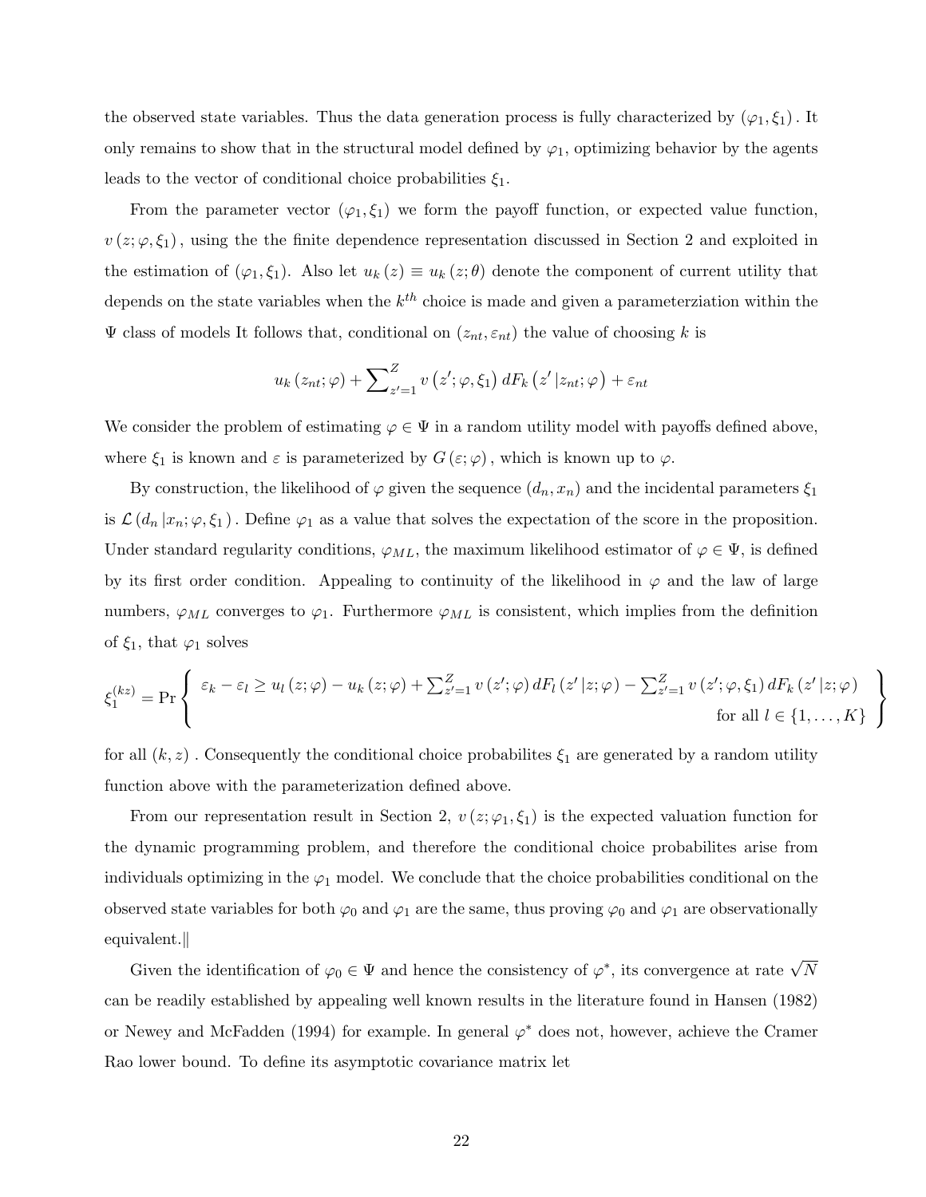the observed state variables. Thus the data generation process is fully characterized by $(\varphi_1, \xi_1)$. It only remains to show that in the structural model defined by $\varphi_1$, optimizing behavior by the agents leads to the vector of conditional choice probabilities $\xi_1$.

From the parameter vector $(\varphi_1, \xi_1)$ we form the payoff function, or expected value function, $v(z; \varphi, \xi_1)$, using the the finite dependence representation discussed in Section 2 and exploited in the estimation of $(\varphi_1, \xi_1)$. Also let $u_k(z) \equiv u_k(z; \theta)$ denote the component of current utility that depends on the state variables when the $k^{th}$ choice is made and given a parameterziation within the $\Psi$ class of models It follows that, conditional on $(z_{nt}, \varepsilon_{nt})$ the value of choosing $k$ is

$$u_k(z_{nt}; \varphi) + \sum_{z'=1}^{Z} v(z'; \varphi, \xi_1) \, dF_k(z' | z_{nt}; \varphi) + \varepsilon_{nt}$$

We consider the problem of estimating $\varphi \in \Psi$ in a random utility model with payoffs defined above, where $\xi_1$ is known and $\varepsilon$ is parameterized by $G(\varepsilon; \varphi)$, which is known up to $\varphi$.

By construction, the likelihood of $\varphi$ given the sequence $(d_n, x_n)$ and the incidental parameters $\xi_1$ is $\mathcal{L}(d_n | x_n; \varphi, \xi_1)$. Define $\varphi_1$ as a value that solves the expectation of the score in the proposition. Under standard regularity conditions, $\varphi_{ML}$, the maximum likelihood estimator of $\varphi \in \Psi$, is defined by its first order condition. Appealing to continuity of the likelihood in $\varphi$ and the law of large numbers, $\varphi_{ML}$ converges to $\varphi_1$. Furthermore $\varphi_{ML}$ is consistent, which implies from the definition of $\xi_1$, that $\varphi_1$ solves

$$\xi_1^{(kz)} = \Pr \left\{ \begin{array}{r} \varepsilon_k - \varepsilon_l \geq u_l(z; \varphi) - u_k(z; \varphi) + \sum_{z'=1}^{Z} v(z'; \varphi) \, dF_l(z' | z; \varphi) - \sum_{z'=1}^{Z} v(z'; \varphi, \xi_1) \, dF_k(z' | z; \varphi) \\ \text{for all } l \in \{1, \ldots, K\} \end{array} \right\}$$

for all $(k, z)$. Consequently the conditional choice probabilites $\xi_1$ are generated by a random utility function above with the parameterization defined above.

From our representation result in Section 2, $v(z; \varphi_1, \xi_1)$ is the expected valuation function for the dynamic programming problem, and therefore the conditional choice probabilites arise from individuals optimizing in the $\varphi_1$ model. We conclude that the choice probabilities conditional on the observed state variables for both $\varphi_0$ and $\varphi_1$ are the same, thus proving $\varphi_0$ and $\varphi_1$ are observationally equivalent.‖

Given the identification of $\varphi_0 \in \Psi$ and hence the consistency of $\varphi^*$, its convergence at rate $\sqrt{N}$ can be readily established by appealing well known results in the literature found in Hansen (1982) or Newey and McFadden (1994) for example. In general $\varphi^*$ does not, however, achieve the Cramer Rao lower bound. To define its asymptotic covariance matrix let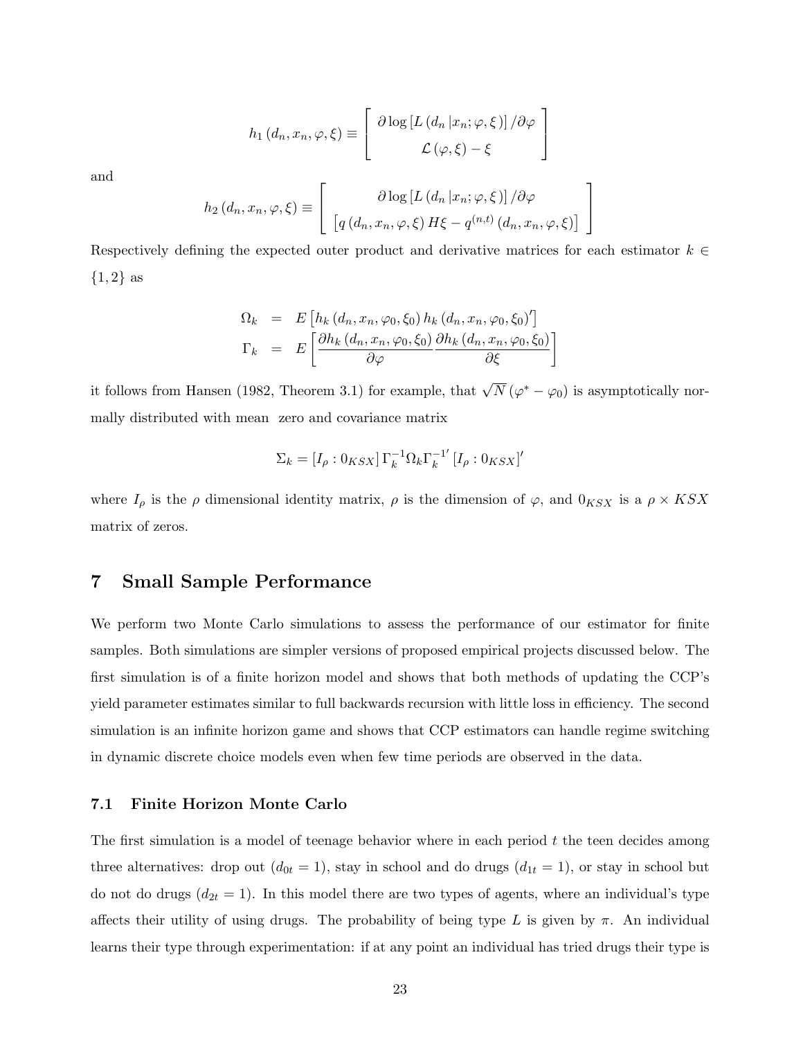$$h_1(d_n, x_n, \varphi, \xi) \equiv \left[ \begin{array}{c} \partial \log \left[ L(d_n | x_n; \varphi, \xi) \right] / \partial \varphi \\ \mathcal{L}(\varphi, \xi) - \xi \end{array} \right]$$

and

$$h_2(d_n, x_n, \varphi, \xi) \equiv \left[ \begin{array}{c} \partial \log \left[ L(d_n | x_n; \varphi, \xi) \right] / \partial \varphi \\ \left[ q(d_n, x_n, \varphi, \xi) H\xi - q^{(n,t)}(d_n, x_n, \varphi, \xi) \right] \end{array} \right]$$

Respectively defining the expected outer product and derivative matrices for each estimator $k \in \{1, 2\}$ as

$$\begin{aligned} \Omega_k &= E\left[ h_k(d_n, x_n, \varphi_0, \xi_0) h_k(d_n, x_n, \varphi_0, \xi_0)' \right] \\ \Gamma_k &= E\left[ \frac{\partial h_k(d_n, x_n, \varphi_0, \xi_0)}{\partial \varphi} \frac{\partial h_k(d_n, x_n, \varphi_0, \xi_0)}{\partial \xi} \right] \end{aligned}$$

it follows from Hansen (1982, Theorem 3.1) for example, that $\sqrt{N}(\varphi^* - \varphi_0)$ is asymptotically normally distributed with mean zero and covariance matrix

$$\Sigma_k = [I_\rho : 0_{KSX}] \Gamma_k^{-1} \Omega_k \Gamma_k^{-1'} [I_\rho : 0_{KSX}]'$$

where $I_\rho$ is the $\rho$ dimensional identity matrix, $\rho$ is the dimension of $\varphi$, and $0_{KSX}$ is a $\rho \times KSX$ matrix of zeros.

# 7 Small Sample Performance

We perform two Monte Carlo simulations to assess the performance of our estimator for finite samples. Both simulations are simpler versions of proposed empirical projects discussed below. The first simulation is of a finite horizon model and shows that both methods of updating the CCP's yield parameter estimates similar to full backwards recursion with little loss in efficiency. The second simulation is an infinite horizon game and shows that CCP estimators can handle regime switching in dynamic discrete choice models even when few time periods are observed in the data.

## 7.1 Finite Horizon Monte Carlo

The first simulation is a model of teenage behavior where in each period $t$ the teen decides among three alternatives: drop out ($d_{0t} = 1$), stay in school and do drugs ($d_{1t} = 1$), or stay in school but do not do drugs ($d_{2t} = 1$). In this model there are two types of agents, where an individual's type affects their utility of using drugs. The probability of being type $L$ is given by $\pi$. An individual learns their type through experimentation: if at any point an individual has tried drugs their type is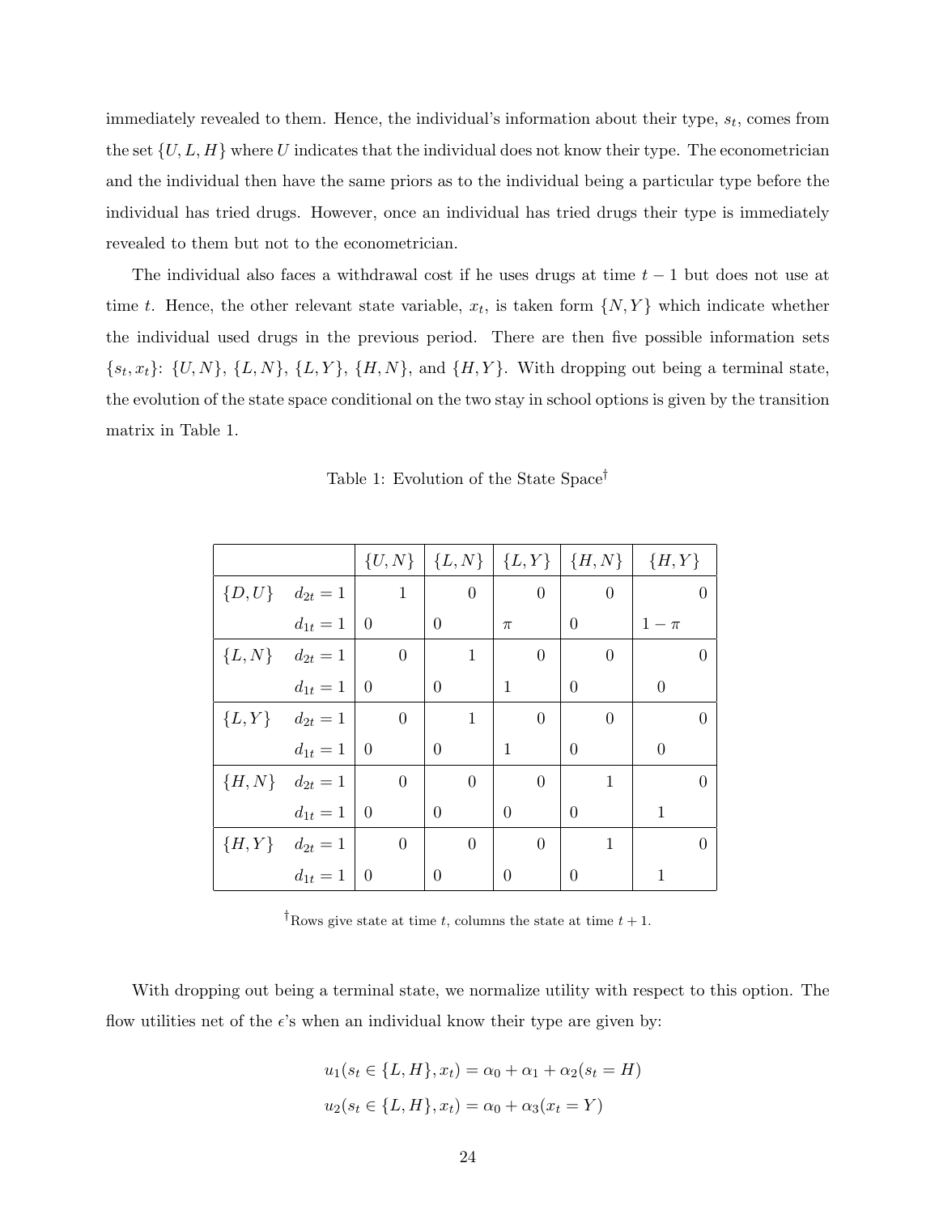immediately revealed to them. Hence, the individual's information about their type, $s_t$, comes from the set $\{U, L, H\}$ where $U$ indicates that the individual does not know their type. The econometrician and the individual then have the same priors as to the individual being a particular type before the individual has tried drugs. However, once an individual has tried drugs their type is immediately revealed to them but not to the econometrician.

The individual also faces a withdrawal cost if he uses drugs at time $t-1$ but does not use at time $t$. Hence, the other relevant state variable, $x_t$, is taken form $\{N, Y\}$ which indicate whether the individual used drugs in the previous period. There are then five possible information sets $\{s_t, x_t\}$: $\{U, N\}$, $\{L, N\}$, $\{L, Y\}$, $\{H, N\}$, and $\{H, Y\}$. With dropping out being a terminal state, the evolution of the state space conditional on the two stay in school options is given by the transition matrix in Table 1.

Table 1: Evolution of the State Space†

| | | $\{U,N\}$ | $\{L,N\}$ | $\{L,Y\}$ | $\{H,N\}$ | $\{H,Y\}$ |
|---|---|---|---|---|---|---|
| $\{D,U\}$ | $d_{2t}=1$ | 1 | 0 | 0 | 0 | 0 |
| | $d_{1t}=1$ | 0 | 0 | $\pi$ | 0 | $1-\pi$ |
| $\{L,N\}$ | $d_{2t}=1$ | 0 | 1 | 0 | 0 | 0 |
| | $d_{1t}=1$ | 0 | 0 | 1 | 0 | 0 |
| $\{L,Y\}$ | $d_{2t}=1$ | 0 | 1 | 0 | 0 | 0 |
| | $d_{1t}=1$ | 0 | 0 | 1 | 0 | 0 |
| $\{H,N\}$ | $d_{2t}=1$ | 0 | 0 | 0 | 1 | 0 |
| | $d_{1t}=1$ | 0 | 0 | 0 | 0 | 1 |
| $\{H,Y\}$ | $d_{2t}=1$ | 0 | 0 | 0 | 1 | 0 |
| | $d_{1t}=1$ | 0 | 0 | 0 | 0 | 1 |

†Rows give state at time $t$, columns the state at time $t+1$.

With dropping out being a terminal state, we normalize utility with respect to this option. The flow utilities net of the $\epsilon$'s when an individual know their type are given by:

$$u_1(s_t \in \{L, H\}, x_t) = \alpha_0 + \alpha_1 + \alpha_2(s_t = H)$$

$$u_2(s_t \in \{L, H\}, x_t) = \alpha_0 + \alpha_3(x_t = Y)$$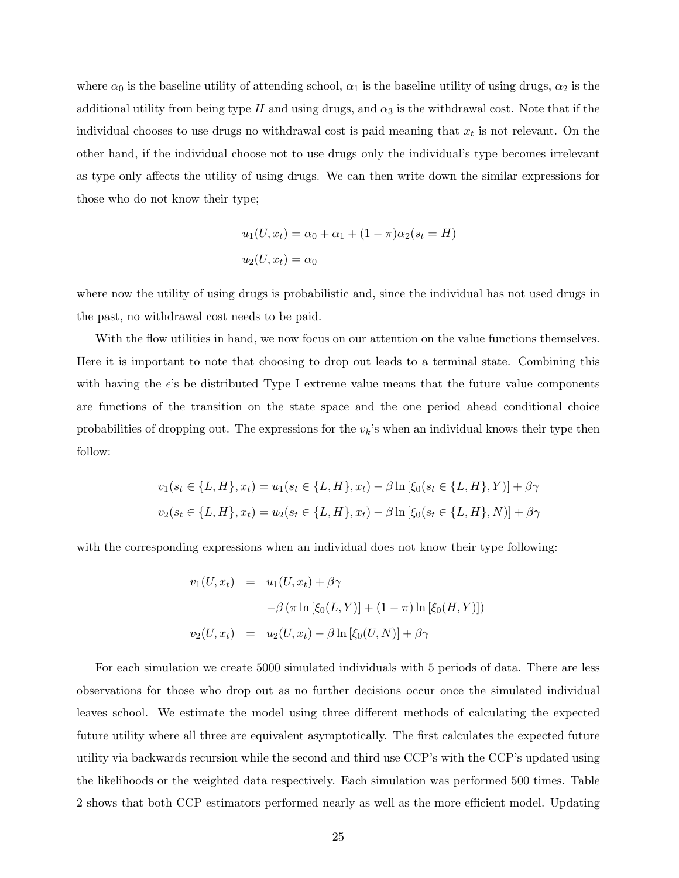where $\alpha_0$ is the baseline utility of attending school, $\alpha_1$ is the baseline utility of using drugs, $\alpha_2$ is the additional utility from being type $H$ and using drugs, and $\alpha_3$ is the withdrawal cost. Note that if the individual chooses to use drugs no withdrawal cost is paid meaning that $x_t$ is not relevant. On the other hand, if the individual choose not to use drugs only the individual's type becomes irrelevant as type only affects the utility of using drugs. We can then write down the similar expressions for those who do not know their type;

$$
\begin{aligned}
u_1(U, x_t) &= \alpha_0 + \alpha_1 + (1-\pi)\alpha_2(s_t = H) \\
u_2(U, x_t) &= \alpha_0
\end{aligned}
$$

where now the utility of using drugs is probabilistic and, since the individual has not used drugs in the past, no withdrawal cost needs to be paid.

With the flow utilities in hand, we now focus on our attention on the value functions themselves. Here it is important to note that choosing to drop out leads to a terminal state. Combining this with having the $\epsilon$'s be distributed Type I extreme value means that the future value components are functions of the transition on the state space and the one period ahead conditional choice probabilities of dropping out. The expressions for the $v_k$'s when an individual knows their type then follow:

$$
\begin{aligned}
v_1(s_t \in \{L, H\}, x_t) &= u_1(s_t \in \{L, H\}, x_t) - \beta \ln\left[\xi_0(s_t \in \{L, H\}, Y)\right] + \beta\gamma \\
v_2(s_t \in \{L, H\}, x_t) &= u_2(s_t \in \{L, H\}, x_t) - \beta \ln\left[\xi_0(s_t \in \{L, H\}, N)\right] + \beta\gamma
\end{aligned}
$$

with the corresponding expressions when an individual does not know their type following:

$$
\begin{aligned}
v_1(U, x_t) &= u_1(U, x_t) + \beta\gamma \\
&\quad -\beta\left(\pi \ln\left[\xi_0(L, Y)\right] + (1-\pi)\ln\left[\xi_0(H, Y)\right]\right) \\
v_2(U, x_t) &= u_2(U, x_t) - \beta \ln\left[\xi_0(U, N)\right] + \beta\gamma
\end{aligned}
$$

For each simulation we create 5000 simulated individuals with 5 periods of data. There are less observations for those who drop out as no further decisions occur once the simulated individual leaves school. We estimate the model using three different methods of calculating the expected future utility where all three are equivalent asymptotically. The first calculates the expected future utility via backwards recursion while the second and third use CCP's with the CCP's updated using the likelihoods or the weighted data respectively. Each simulation was performed 500 times. Table 2 shows that both CCP estimators performed nearly as well as the more efficient model. Updating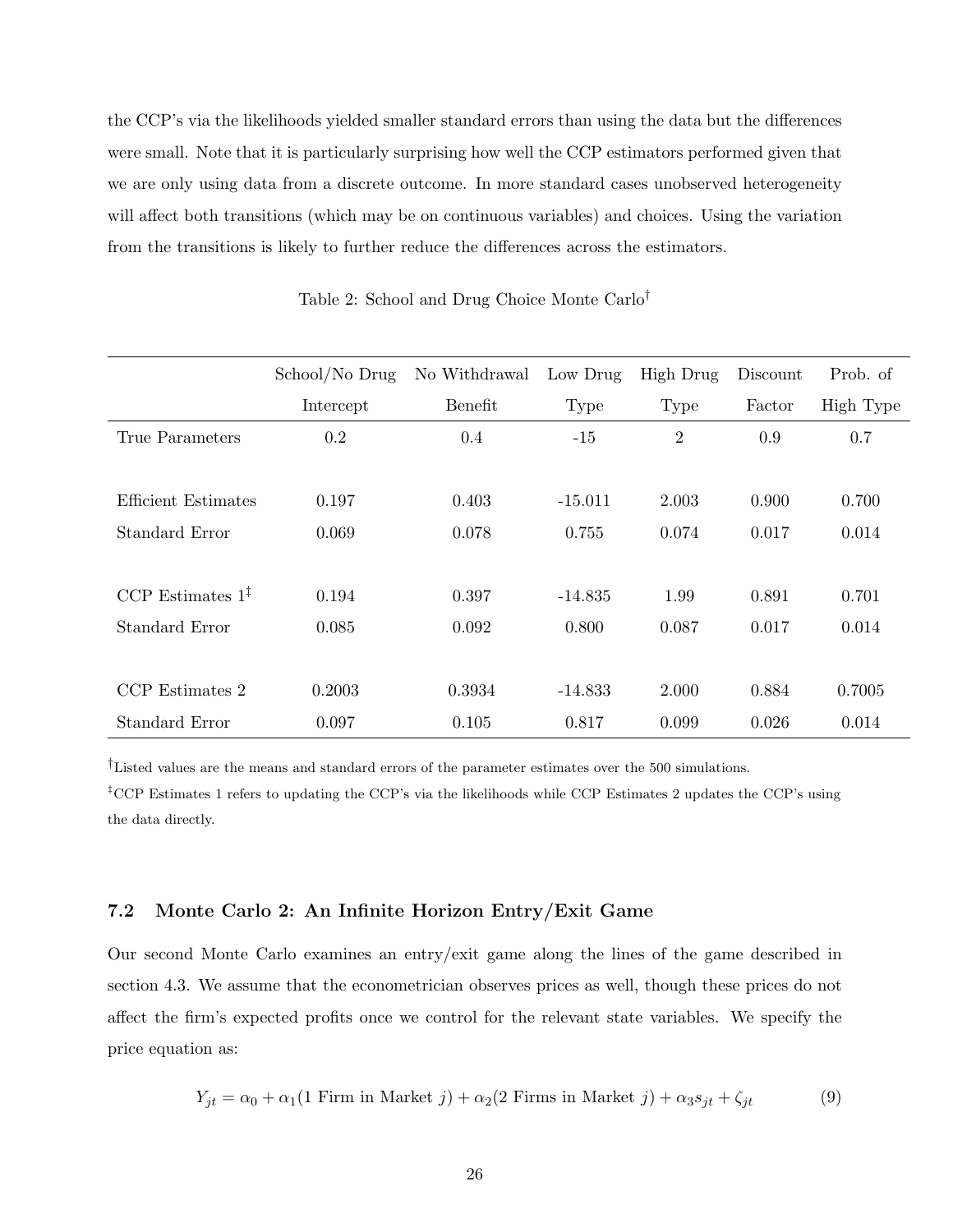the CCP's via the likelihoods yielded smaller standard errors than using the data but the differences were small. Note that it is particularly surprising how well the CCP estimators performed given that we are only using data from a discrete outcome. In more standard cases unobserved heterogeneity will affect both transitions (which may be on continuous variables) and choices. Using the variation from the transitions is likely to further reduce the differences across the estimators.

Table 2: School and Drug Choice Monte Carlo[†]

| | School/No Drug Intercept | No Withdrawal Benefit | Low Drug Type | High Drug Type | Discount Factor | Prob. of High Type |
|---|---|---|---|---|---|---|
| True Parameters | 0.2 | 0.4 | -15 | 2 | 0.9 | 0.7 |
| | | | | | | |
| Efficient Estimates | 0.197 | 0.403 | -15.011 | 2.003 | 0.900 | 0.700 |
| Standard Error | 0.069 | 0.078 | 0.755 | 0.074 | 0.017 | 0.014 |
| | | | | | | |
| CCP Estimates 1[‡] | 0.194 | 0.397 | -14.835 | 1.99 | 0.891 | 0.701 |
| Standard Error | 0.085 | 0.092 | 0.800 | 0.087 | 0.017 | 0.014 |
| | | | | | | |
| CCP Estimates 2 | 0.2003 | 0.3934 | -14.833 | 2.000 | 0.884 | 0.7005 |
| Standard Error | 0.097 | 0.105 | 0.817 | 0.099 | 0.026 | 0.014 |

[†]Listed values are the means and standard errors of the parameter estimates over the 500 simulations.

[‡]CCP Estimates 1 refers to updating the CCP's via the likelihoods while CCP Estimates 2 updates the CCP's using the data directly.

### 7.2 Monte Carlo 2: An Infinite Horizon Entry/Exit Game

Our second Monte Carlo examines an entry/exit game along the lines of the game described in section 4.3. We assume that the econometrician observes prices as well, though these prices do not affect the firm's expected profits once we control for the relevant state variables. We specify the price equation as:

$$Y_{jt} = \alpha_0 + \alpha_1(1 \text{ Firm in Market } j) + \alpha_2(2 \text{ Firms in Market } j) + \alpha_3 s_{jt} + \zeta_{jt} \tag{9}$$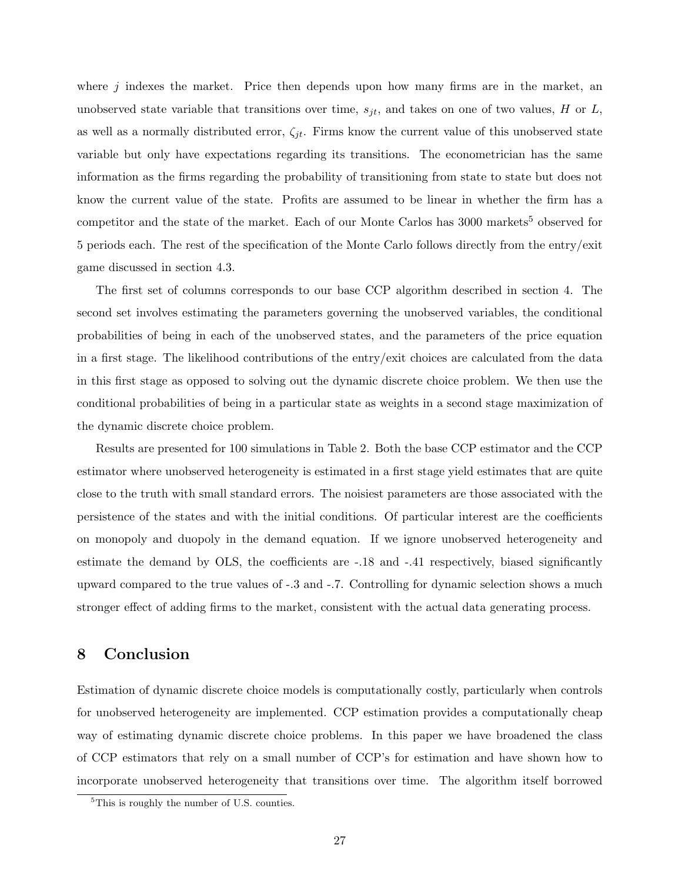where $j$ indexes the market. Price then depends upon how many firms are in the market, an unobserved state variable that transitions over time, $s_{jt}$, and takes on one of two values, $H$ or $L$, as well as a normally distributed error, $\zeta_{jt}$. Firms know the current value of this unobserved state variable but only have expectations regarding its transitions. The econometrician has the same information as the firms regarding the probability of transitioning from state to state but does not know the current value of the state. Profits are assumed to be linear in whether the firm has a competitor and the state of the market. Each of our Monte Carlos has 3000 markets[5] observed for 5 periods each. The rest of the specification of the Monte Carlo follows directly from the entry/exit game discussed in section 4.3.

The first set of columns corresponds to our base CCP algorithm described in section 4. The second set involves estimating the parameters governing the unobserved variables, the conditional probabilities of being in each of the unobserved states, and the parameters of the price equation in a first stage. The likelihood contributions of the entry/exit choices are calculated from the data in this first stage as opposed to solving out the dynamic discrete choice problem. We then use the conditional probabilities of being in a particular state as weights in a second stage maximization of the dynamic discrete choice problem.

Results are presented for 100 simulations in Table 2. Both the base CCP estimator and the CCP estimator where unobserved heterogeneity is estimated in a first stage yield estimates that are quite close to the truth with small standard errors. The noisiest parameters are those associated with the persistence of the states and with the initial conditions. Of particular interest are the coefficients on monopoly and duopoly in the demand equation. If we ignore unobserved heterogeneity and estimate the demand by OLS, the coefficients are -.18 and -.41 respectively, biased significantly upward compared to the true values of -.3 and -.7. Controlling for dynamic selection shows a much stronger effect of adding firms to the market, consistent with the actual data generating process.

## 8 Conclusion

Estimation of dynamic discrete choice models is computationally costly, particularly when controls for unobserved heterogeneity are implemented. CCP estimation provides a computationally cheap way of estimating dynamic discrete choice problems. In this paper we have broadened the class of CCP estimators that rely on a small number of CCP's for estimation and have shown how to incorporate unobserved heterogeneity that transitions over time. The algorithm itself borrowed

[5]This is roughly the number of U.S. counties.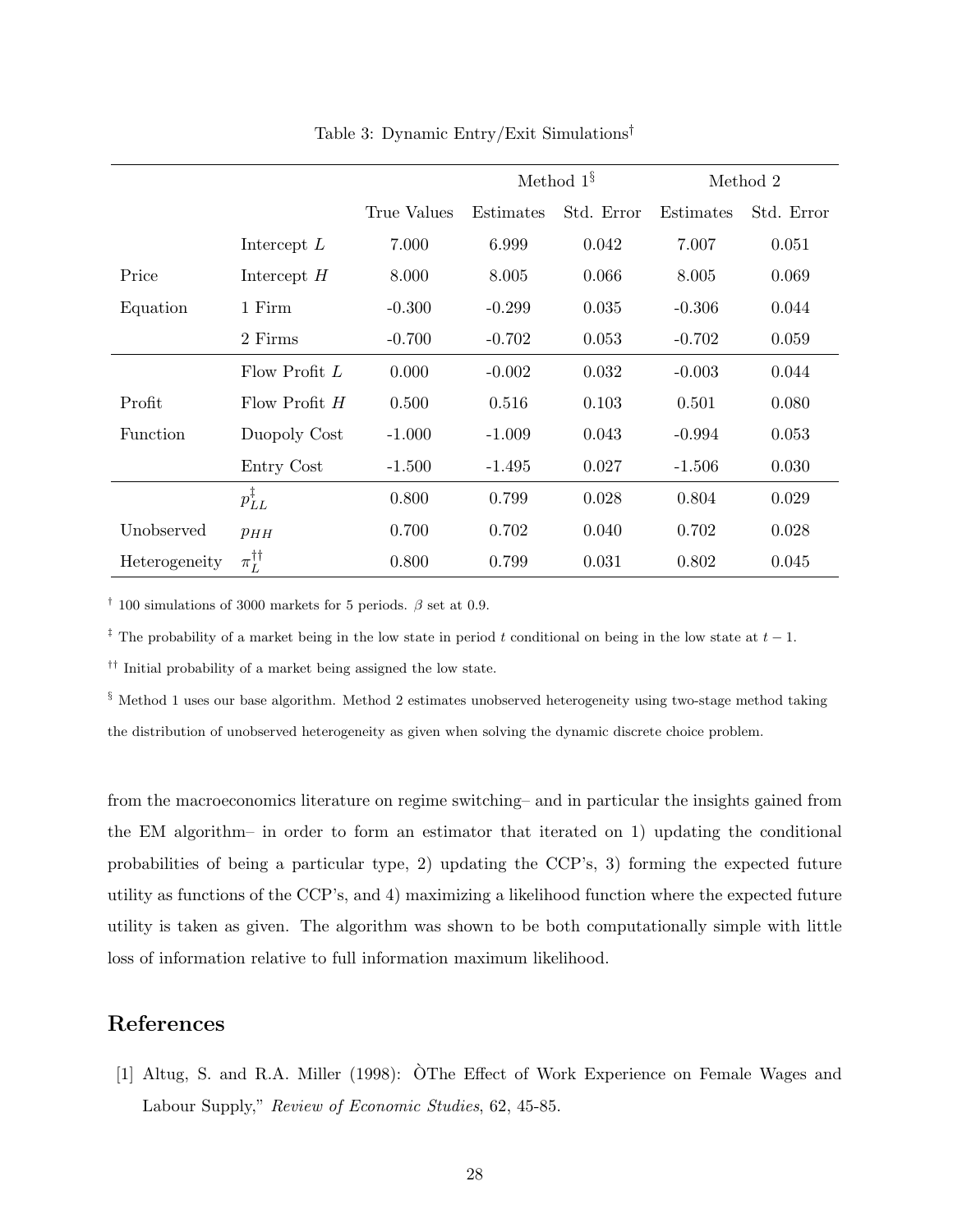Table 3: Dynamic Entry/Exit Simulations[†]

| | | | Method 1[§] | | Method 2 | |
|---|---|---|---|---|---|---|
| | | True Values | Estimates | Std. Error | Estimates | Std. Error |
| Price Equation | Intercept $L$ | 7.000 | 6.999 | 0.042 | 7.007 | 0.051 |
| | Intercept $H$ | 8.000 | 8.005 | 0.066 | 8.005 | 0.069 |
| | 1 Firm | -0.300 | -0.299 | 0.035 | -0.306 | 0.044 |
| | 2 Firms | -0.700 | -0.702 | 0.053 | -0.702 | 0.059 |
| Profit Function | Flow Profit $L$ | 0.000 | -0.002 | 0.032 | -0.003 | 0.044 |
| | Flow Profit $H$ | 0.500 | 0.516 | 0.103 | 0.501 | 0.080 |
| | Duopoly Cost | -1.000 | -1.009 | 0.043 | -0.994 | 0.053 |
| | Entry Cost | -1.500 | -1.495 | 0.027 | -1.506 | 0.030 |
| Unobserved Heterogeneity | $p_{LL}$[‡] | 0.800 | 0.799 | 0.028 | 0.804 | 0.029 |
| | $p_{HH}$ | 0.700 | 0.702 | 0.040 | 0.702 | 0.028 |
| | $\pi_L$[††] | 0.800 | 0.799 | 0.031 | 0.802 | 0.045 |

[†] 100 simulations of 3000 markets for 5 periods. $\beta$ set at 0.9.

[‡] The probability of a market being in the low state in period $t$ conditional on being in the low state at $t-1$.

[††] Initial probability of a market being assigned the low state.

[§] Method 1 uses our base algorithm. Method 2 estimates unobserved heterogeneity using two-stage method taking the distribution of unobserved heterogeneity as given when solving the dynamic discrete choice problem.

from the macroeconomics literature on regime switching– and in particular the insights gained from the EM algorithm– in order to form an estimator that iterated on 1) updating the conditional probabilities of being a particular type, 2) updating the CCP's, 3) forming the expected future utility as functions of the CCP's, and 4) maximizing a likelihood function where the expected future utility is taken as given. The algorithm was shown to be both computationally simple with little loss of information relative to full information maximum likelihood.

## References

[1] Altug, S. and R.A. Miller (1998): ÒThe Effect of Work Experience on Female Wages and Labour Supply," *Review of Economic Studies*, 62, 45-85.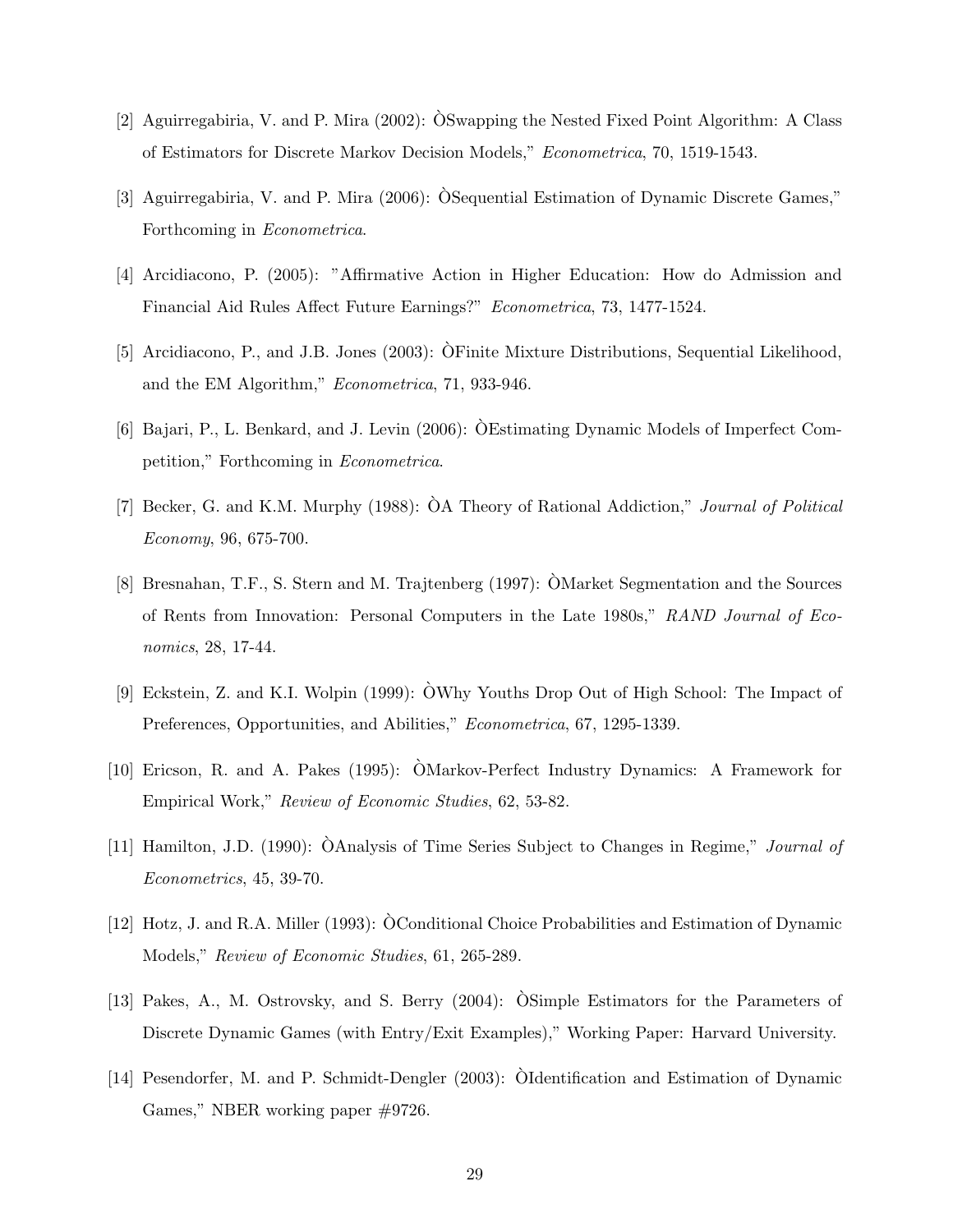[2] Aguirregabiria, V. and P. Mira (2002): ÒSwapping the Nested Fixed Point Algorithm: A Class of Estimators for Discrete Markov Decision Models," *Econometrica*, 70, 1519-1543.

[3] Aguirregabiria, V. and P. Mira (2006): ÒSequential Estimation of Dynamic Discrete Games," Forthcoming in *Econometrica*.

[4] Arcidiacono, P. (2005): "Affirmative Action in Higher Education: How do Admission and Financial Aid Rules Affect Future Earnings?" *Econometrica*, 73, 1477-1524.

[5] Arcidiacono, P., and J.B. Jones (2003): ÒFinite Mixture Distributions, Sequential Likelihood, and the EM Algorithm," *Econometrica*, 71, 933-946.

[6] Bajari, P., L. Benkard, and J. Levin (2006): ÒEstimating Dynamic Models of Imperfect Competition," Forthcoming in *Econometrica*.

[7] Becker, G. and K.M. Murphy (1988): ÒA Theory of Rational Addiction," *Journal of Political Economy*, 96, 675-700.

[8] Bresnahan, T.F., S. Stern and M. Trajtenberg (1997): ÒMarket Segmentation and the Sources of Rents from Innovation: Personal Computers in the Late 1980s," *RAND Journal of Economics*, 28, 17-44.

[9] Eckstein, Z. and K.I. Wolpin (1999): ÒWhy Youths Drop Out of High School: The Impact of Preferences, Opportunities, and Abilities," *Econometrica*, 67, 1295-1339.

[10] Ericson, R. and A. Pakes (1995): ÒMarkov-Perfect Industry Dynamics: A Framework for Empirical Work," *Review of Economic Studies*, 62, 53-82.

[11] Hamilton, J.D. (1990): ÒAnalysis of Time Series Subject to Changes in Regime," *Journal of Econometrics*, 45, 39-70.

[12] Hotz, J. and R.A. Miller (1993): ÒConditional Choice Probabilities and Estimation of Dynamic Models," *Review of Economic Studies*, 61, 265-289.

[13] Pakes, A., M. Ostrovsky, and S. Berry (2004): ÒSimple Estimators for the Parameters of Discrete Dynamic Games (with Entry/Exit Examples)," Working Paper: Harvard University.

[14] Pesendorfer, M. and P. Schmidt-Dengler (2003): ÒIdentification and Estimation of Dynamic Games," NBER working paper #9726.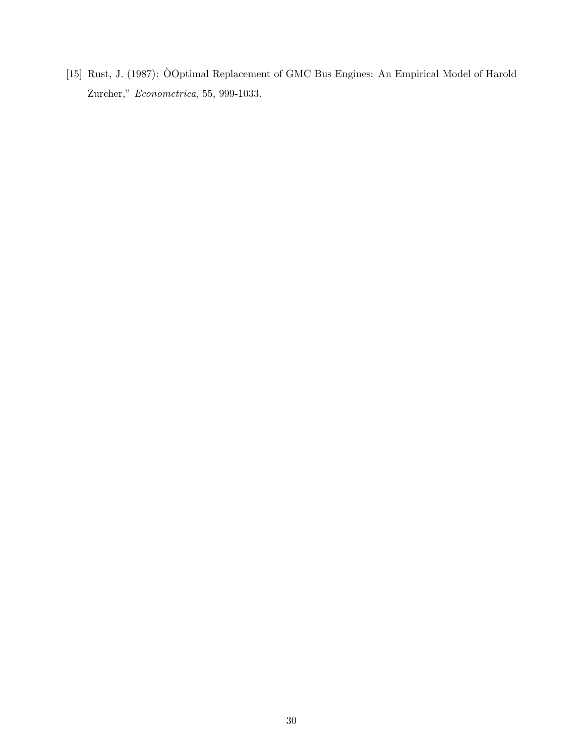[15] Rust, J. (1987): ÒOptimal Replacement of GMC Bus Engines: An Empirical Model of Harold Zurcher," *Econometrica*, 55, 999-1033.